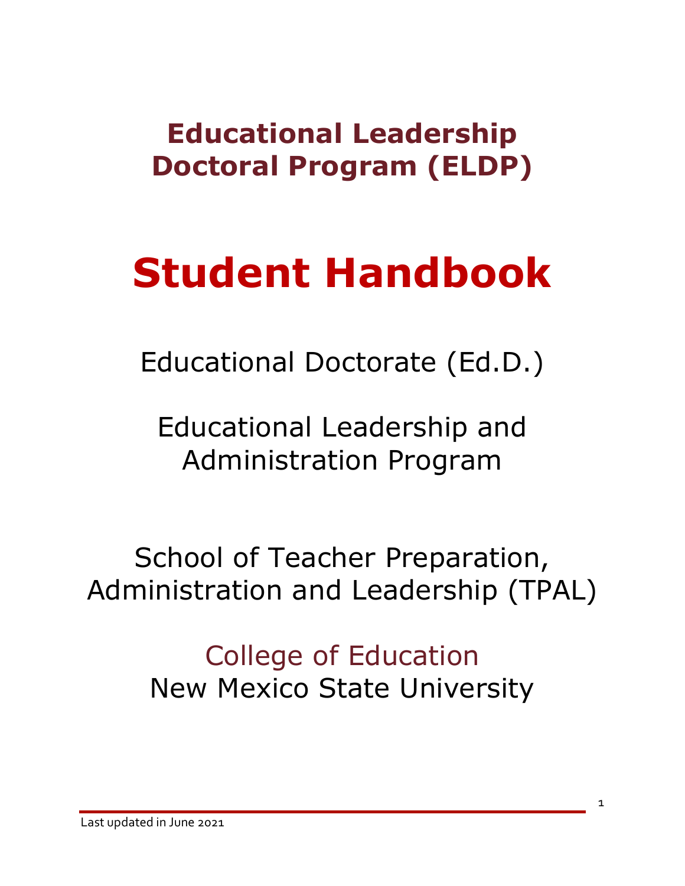# Educational Leadership Doctoral Program (ELDP)

# Student Handbook

Educational Doctorate (Ed.D.)

Educational Leadership and Administration Program

School of Teacher Preparation, Administration and Leadership (TPAL)

College of Education
New Mexico State University

Last updated in June 2021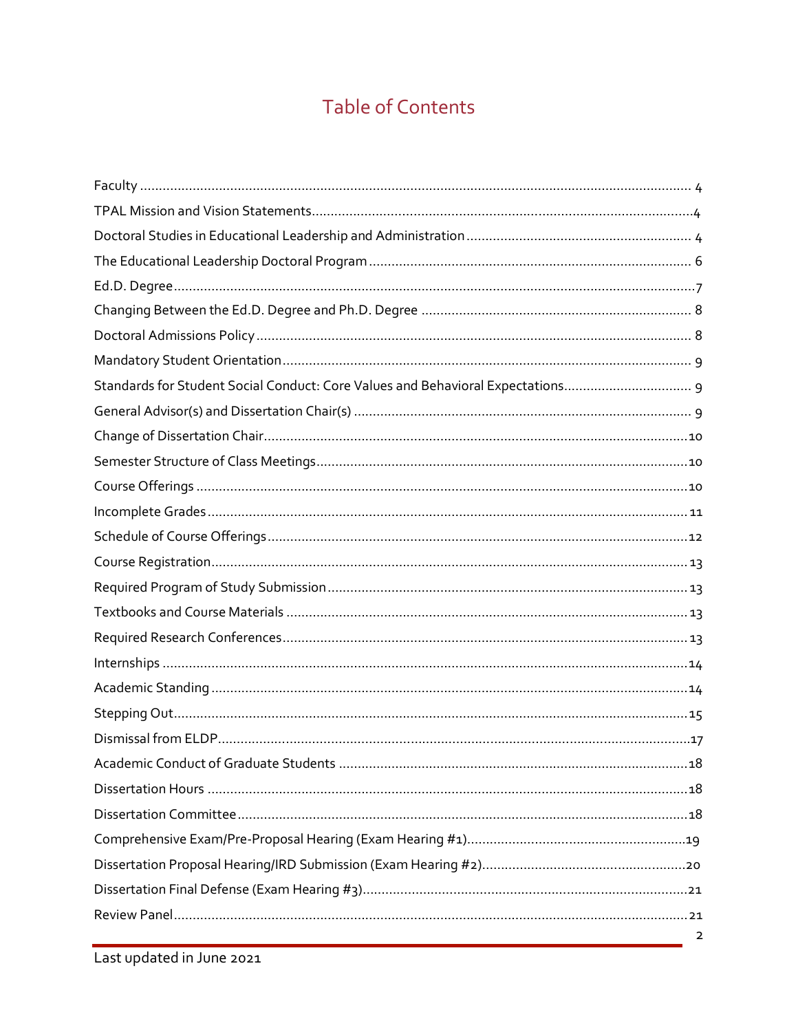# Table of Contents

Faculty ........................................................................................................................................ 4

TPAL Mission and Vision Statements ............................................................................................ 4

Doctoral Studies in Educational Leadership and Administration ................................................... 4

The Educational Leadership Doctoral Program ............................................................................. 6

Ed.D. Degree .................................................................................................................................. 7

Changing Between the Ed.D. Degree and Ph.D. Degree ............................................................... 8

Doctoral Admissions Policy ............................................................................................................ 8

Mandatory Student Orientation ...................................................................................................... 9

Standards for Student Social Conduct: Core Values and Behavioral Expectations ........................ 9

General Advisor(s) and Dissertation Chair(s) .................................................................................. 9

Change of Dissertation Chair ........................................................................................................ 10

Semester Structure of Class Meetings .......................................................................................... 10

Course Offerings .......................................................................................................................... 10

Incomplete Grades ....................................................................................................................... 11

Schedule of Course Offerings ....................................................................................................... 12

Course Registration ...................................................................................................................... 13

Required Program of Study Submission ....................................................................................... 13

Textbooks and Course Materials .................................................................................................. 13

Required Research Conferences ................................................................................................... 13

Internships .................................................................................................................................... 14

Academic Standing ....................................................................................................................... 14

Stepping Out ................................................................................................................................ 15

Dismissal from ELDP .................................................................................................................... 17

Academic Conduct of Graduate Students .................................................................................... 18

Dissertation Hours ....................................................................................................................... 18

Dissertation Committee ............................................................................................................... 18

Comprehensive Exam/Pre-Proposal Hearing (Exam Hearing #1) ................................................ 19

Dissertation Proposal Hearing/IRD Submission (Exam Hearing #2) ............................................ 20

Dissertation Final Defense (Exam Hearing #3) ............................................................................. 21

Review Panel ................................................................................................................................ 21

Last updated in June 2021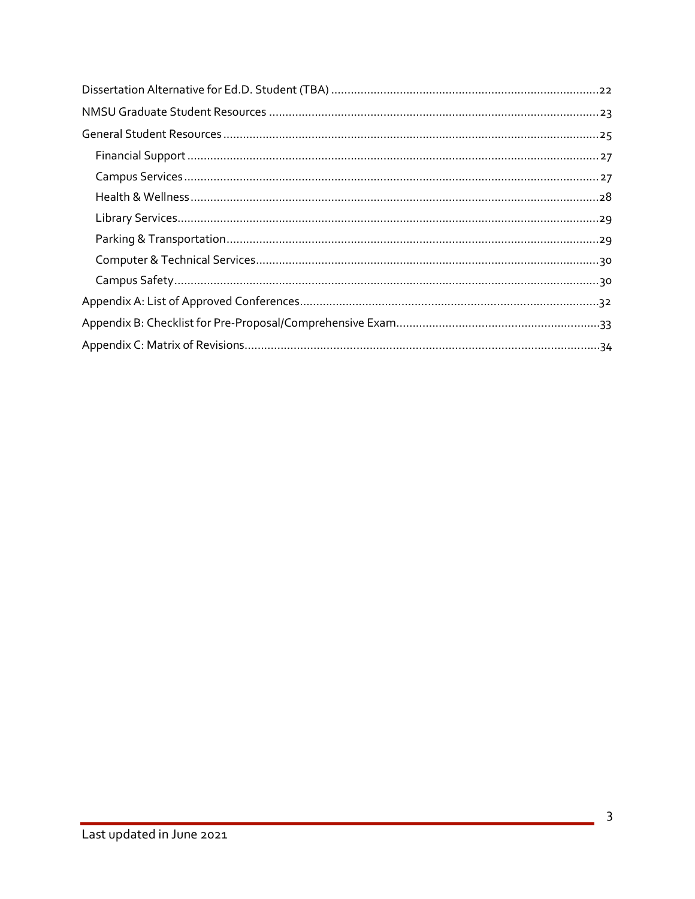Dissertation Alternative for Ed.D. Student (TBA) ........................................................................ 22

NMSU Graduate Student Resources ........................................................................ 23

General Student Resources ........................................................................ 25

- Financial Support ........................................................................ 27
- Campus Services ........................................................................ 27
- Health & Wellness ........................................................................ 28
- Library Services ........................................................................ 29
- Parking & Transportation ........................................................................ 29
- Computer & Technical Services ........................................................................ 30
- Campus Safety ........................................................................ 30

Appendix A: List of Approved Conferences ........................................................................ 32

Appendix B: Checklist for Pre-Proposal/Comprehensive Exam ........................................................................ 33

Appendix C: Matrix of Revisions ........................................................................ 34

Last updated in June 2021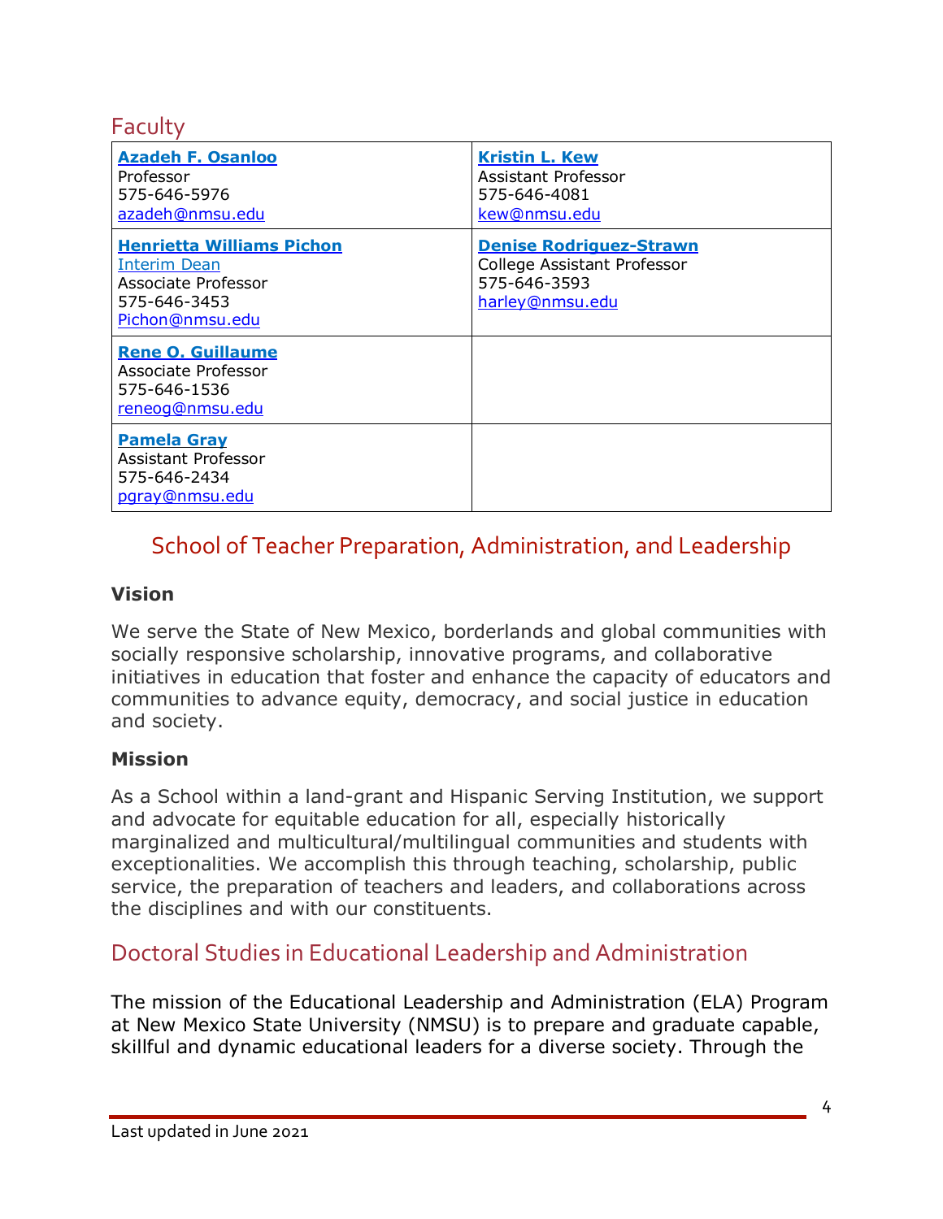## Faculty

| | |
|---|---|
| **Azadeh F. Osanloo**<br>Professor<br>575-646-5976<br>azadeh@nmsu.edu | **Kristin L. Kew**<br>Assistant Professor<br>575-646-4081<br>kew@nmsu.edu |
| **Henrietta Williams Pichon**<br>Interim Dean<br>Associate Professor<br>575-646-3453<br>Pichon@nmsu.edu | **Denise Rodriguez-Strawn**<br>College Assistant Professor<br>575-646-3593<br>harley@nmsu.edu |
| **Rene O. Guillaume**<br>Associate Professor<br>575-646-1536<br>reneog@nmsu.edu | |
| **Pamela Gray**<br>Assistant Professor<br>575-646-2434<br>pgray@nmsu.edu | |

## School of Teacher Preparation, Administration, and Leadership

**Vision**

We serve the State of New Mexico, borderlands and global communities with socially responsive scholarship, innovative programs, and collaborative initiatives in education that foster and enhance the capacity of educators and communities to advance equity, democracy, and social justice in education and society.

**Mission**

As a School within a land-grant and Hispanic Serving Institution, we support and advocate for equitable education for all, especially historically marginalized and multicultural/multilingual communities and students with exceptionalities. We accomplish this through teaching, scholarship, public service, the preparation of teachers and leaders, and collaborations across the disciplines and with our constituents.

## Doctoral Studies in Educational Leadership and Administration

The mission of the Educational Leadership and Administration (ELA) Program at New Mexico State University (NMSU) is to prepare and graduate capable, skillful and dynamic educational leaders for a diverse society. Through the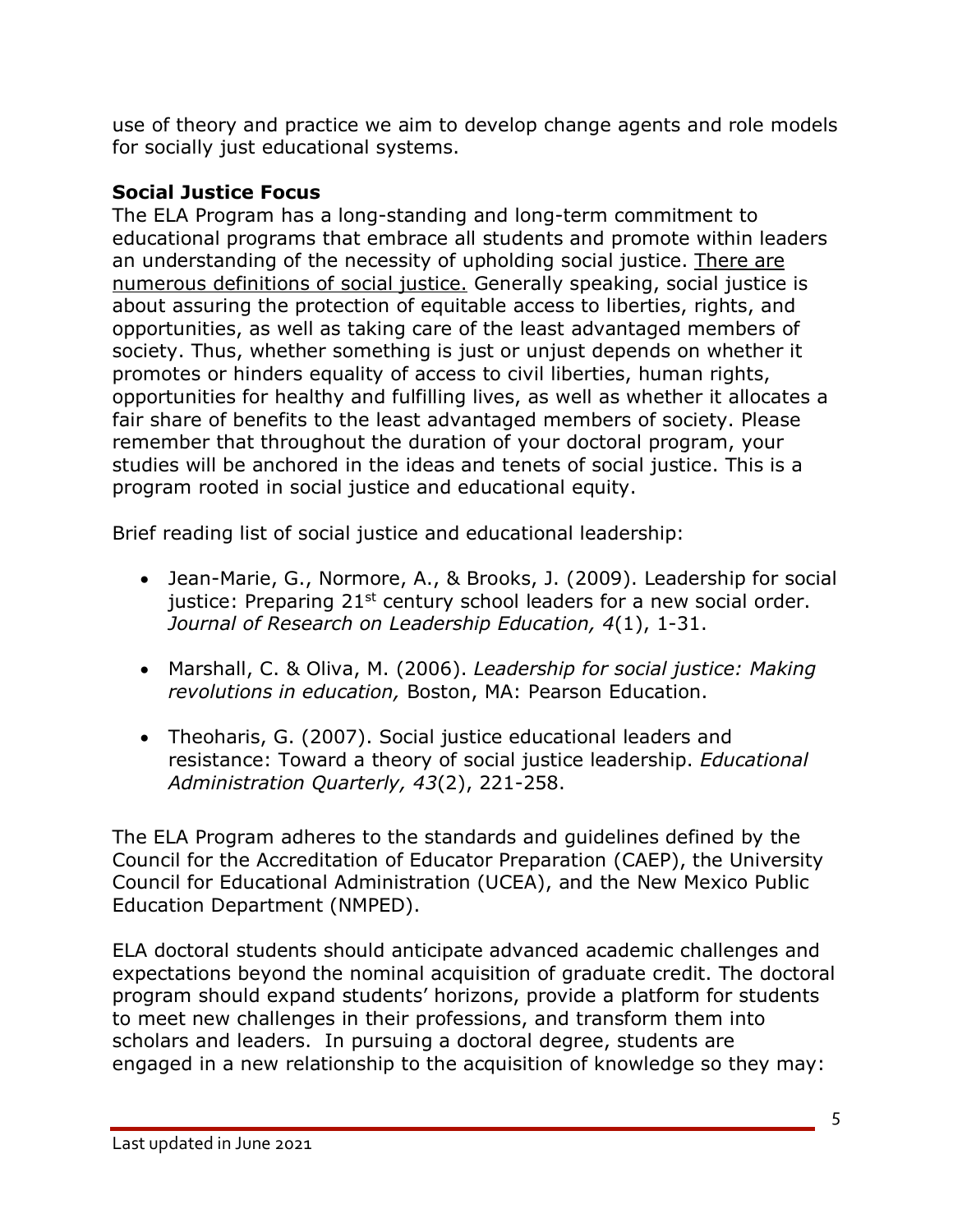use of theory and practice we aim to develop change agents and role models for socially just educational systems.

### Social Justice Focus

The ELA Program has a long-standing and long-term commitment to educational programs that embrace all students and promote within leaders an understanding of the necessity of upholding social justice. There are numerous definitions of social justice. Generally speaking, social justice is about assuring the protection of equitable access to liberties, rights, and opportunities, as well as taking care of the least advantaged members of society. Thus, whether something is just or unjust depends on whether it promotes or hinders equality of access to civil liberties, human rights, opportunities for healthy and fulfilling lives, as well as whether it allocates a fair share of benefits to the least advantaged members of society. Please remember that throughout the duration of your doctoral program, your studies will be anchored in the ideas and tenets of social justice. This is a program rooted in social justice and educational equity.

Brief reading list of social justice and educational leadership:

- Jean-Marie, G., Normore, A., & Brooks, J. (2009). Leadership for social justice: Preparing 21st century school leaders for a new social order. *Journal of Research on Leadership Education, 4*(1), 1-31.
- Marshall, C. & Oliva, M. (2006). *Leadership for social justice: Making revolutions in education,* Boston, MA: Pearson Education.
- Theoharis, G. (2007). Social justice educational leaders and resistance: Toward a theory of social justice leadership. *Educational Administration Quarterly, 43*(2), 221-258.

The ELA Program adheres to the standards and guidelines defined by the Council for the Accreditation of Educator Preparation (CAEP), the University Council for Educational Administration (UCEA), and the New Mexico Public Education Department (NMPED).

ELA doctoral students should anticipate advanced academic challenges and expectations beyond the nominal acquisition of graduate credit. The doctoral program should expand students' horizons, provide a platform for students to meet new challenges in their professions, and transform them into scholars and leaders. In pursuing a doctoral degree, students are engaged in a new relationship to the acquisition of knowledge so they may: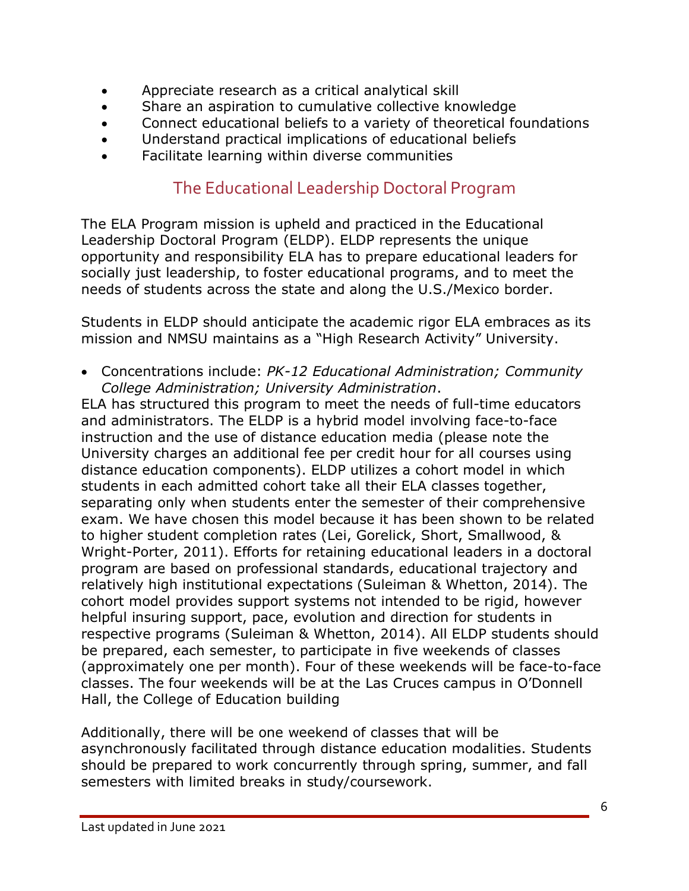- Appreciate research as a critical analytical skill
- Share an aspiration to cumulative collective knowledge
- Connect educational beliefs to a variety of theoretical foundations
- Understand practical implications of educational beliefs
- Facilitate learning within diverse communities

## The Educational Leadership Doctoral Program

The ELA Program mission is upheld and practiced in the Educational Leadership Doctoral Program (ELDP). ELDP represents the unique opportunity and responsibility ELA has to prepare educational leaders for socially just leadership, to foster educational programs, and to meet the needs of students across the state and along the U.S./Mexico border.

Students in ELDP should anticipate the academic rigor ELA embraces as its mission and NMSU maintains as a "High Research Activity" University.

- Concentrations include: *PK-12 Educational Administration; Community College Administration; University Administration*.

ELA has structured this program to meet the needs of full-time educators and administrators. The ELDP is a hybrid model involving face-to-face instruction and the use of distance education media (please note the University charges an additional fee per credit hour for all courses using distance education components). ELDP utilizes a cohort model in which students in each admitted cohort take all their ELA classes together, separating only when students enter the semester of their comprehensive exam. We have chosen this model because it has been shown to be related to higher student completion rates (Lei, Gorelick, Short, Smallwood, & Wright-Porter, 2011). Efforts for retaining educational leaders in a doctoral program are based on professional standards, educational trajectory and relatively high institutional expectations (Suleiman & Whetton, 2014). The cohort model provides support systems not intended to be rigid, however helpful insuring support, pace, evolution and direction for students in respective programs (Suleiman & Whetton, 2014). All ELDP students should be prepared, each semester, to participate in five weekends of classes (approximately one per month). Four of these weekends will be face-to-face classes. The four weekends will be at the Las Cruces campus in O'Donnell Hall, the College of Education building

Additionally, there will be one weekend of classes that will be asynchronously facilitated through distance education modalities. Students should be prepared to work concurrently through spring, summer, and fall semesters with limited breaks in study/coursework.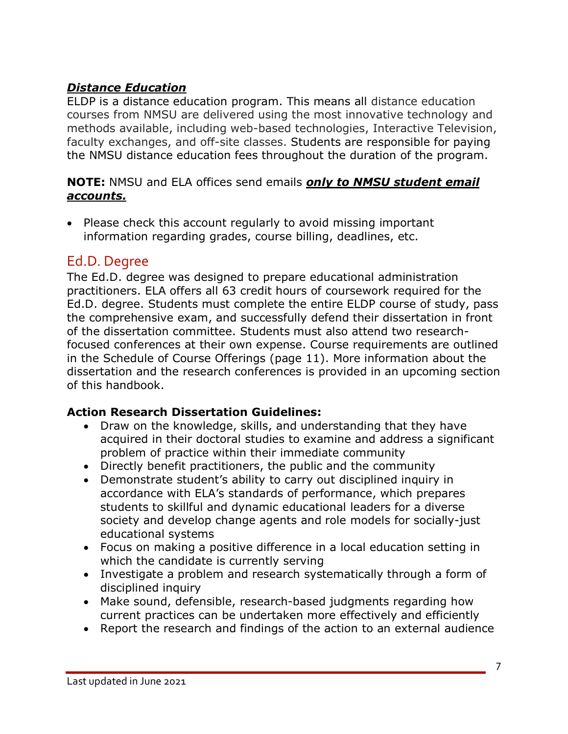***Distance Education***

ELDP is a distance education program. This means all distance education courses from NMSU are delivered using the most innovative technology and methods available, including web-based technologies, Interactive Television, faculty exchanges, and off-site classes. Students are responsible for paying the NMSU distance education fees throughout the duration of the program.

**NOTE:** NMSU and ELA offices send emails ***only to NMSU student email accounts.***

- Please check this account regularly to avoid missing important information regarding grades, course billing, deadlines, etc.

## Ed.D. Degree

The Ed.D. degree was designed to prepare educational administration practitioners. ELA offers all 63 credit hours of coursework required for the Ed.D. degree. Students must complete the entire ELDP course of study, pass the comprehensive exam, and successfully defend their dissertation in front of the dissertation committee. Students must also attend two research-focused conferences at their own expense. Course requirements are outlined in the Schedule of Course Offerings (page 11). More information about the dissertation and the research conferences is provided in an upcoming section of this handbook.

**Action Research Dissertation Guidelines:**

- Draw on the knowledge, skills, and understanding that they have acquired in their doctoral studies to examine and address a significant problem of practice within their immediate community
- Directly benefit practitioners, the public and the community
- Demonstrate student's ability to carry out disciplined inquiry in accordance with ELA's standards of performance, which prepares students to skillful and dynamic educational leaders for a diverse society and develop change agents and role models for socially-just educational systems
- Focus on making a positive difference in a local education setting in which the candidate is currently serving
- Investigate a problem and research systematically through a form of disciplined inquiry
- Make sound, defensible, research-based judgments regarding how current practices can be undertaken more effectively and efficiently
- Report the research and findings of the action to an external audience

Last updated in June 2021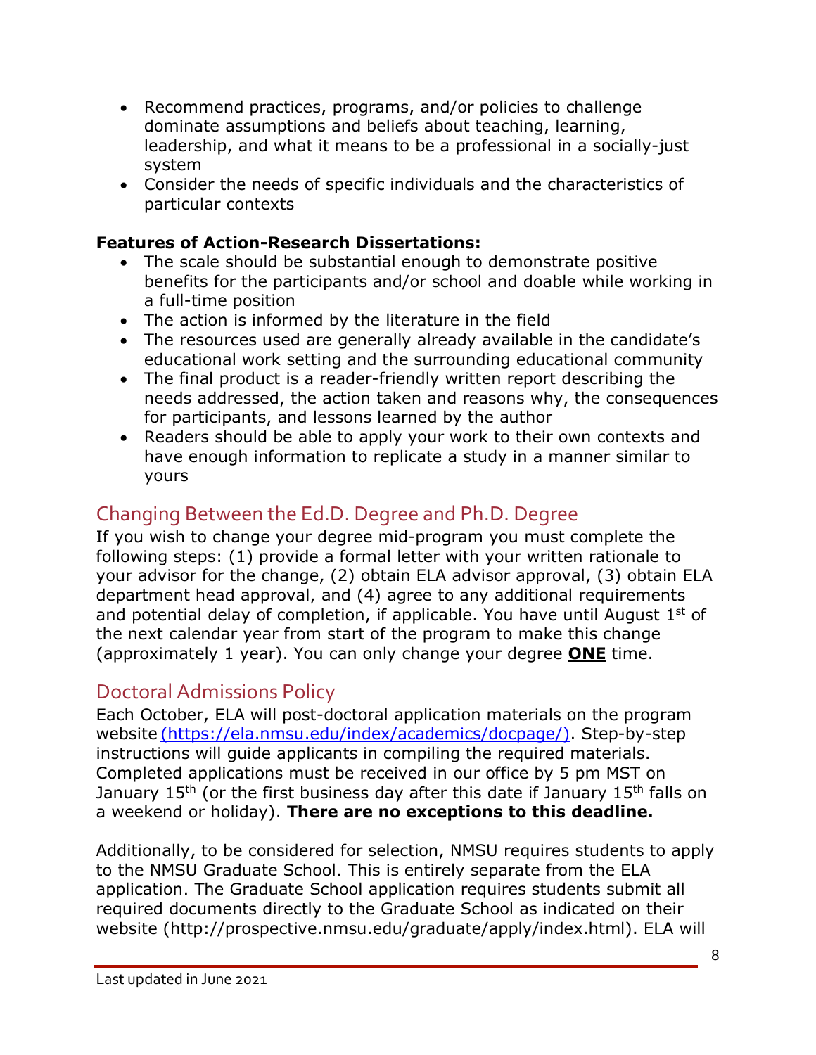- Recommend practices, programs, and/or policies to challenge dominate assumptions and beliefs about teaching, learning, leadership, and what it means to be a professional in a socially-just system
- Consider the needs of specific individuals and the characteristics of particular contexts

**Features of Action-Research Dissertations:**

- The scale should be substantial enough to demonstrate positive benefits for the participants and/or school and doable while working in a full-time position
- The action is informed by the literature in the field
- The resources used are generally already available in the candidate's educational work setting and the surrounding educational community
- The final product is a reader-friendly written report describing the needs addressed, the action taken and reasons why, the consequences for participants, and lessons learned by the author
- Readers should be able to apply your work to their own contexts and have enough information to replicate a study in a manner similar to yours

## Changing Between the Ed.D. Degree and Ph.D. Degree

If you wish to change your degree mid-program you must complete the following steps: (1) provide a formal letter with your written rationale to your advisor for the change, (2) obtain ELA advisor approval, (3) obtain ELA department head approval, and (4) agree to any additional requirements and potential delay of completion, if applicable. You have until August 1st of the next calendar year from start of the program to make this change (approximately 1 year). You can only change your degree **ONE** time.

## Doctoral Admissions Policy

Each October, ELA will post-doctoral application materials on the program website (https://ela.nmsu.edu/index/academics/docpage/). Step-by-step instructions will guide applicants in compiling the required materials. Completed applications must be received in our office by 5 pm MST on January 15th (or the first business day after this date if January 15th falls on a weekend or holiday). **There are no exceptions to this deadline.**

Additionally, to be considered for selection, NMSU requires students to apply to the NMSU Graduate School. This is entirely separate from the ELA application. The Graduate School application requires students submit all required documents directly to the Graduate School as indicated on their website (http://prospective.nmsu.edu/graduate/apply/index.html). ELA will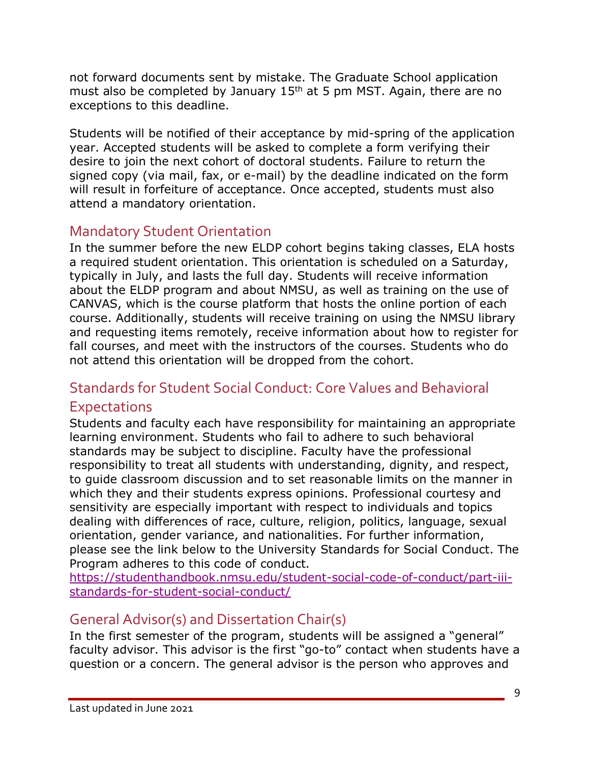not forward documents sent by mistake. The Graduate School application must also be completed by January 15th at 5 pm MST. Again, there are no exceptions to this deadline.

Students will be notified of their acceptance by mid-spring of the application year. Accepted students will be asked to complete a form verifying their desire to join the next cohort of doctoral students. Failure to return the signed copy (via mail, fax, or e-mail) by the deadline indicated on the form will result in forfeiture of acceptance. Once accepted, students must also attend a mandatory orientation.

## Mandatory Student Orientation

In the summer before the new ELDP cohort begins taking classes, ELA hosts a required student orientation. This orientation is scheduled on a Saturday, typically in July, and lasts the full day. Students will receive information about the ELDP program and about NMSU, as well as training on the use of CANVAS, which is the course platform that hosts the online portion of each course. Additionally, students will receive training on using the NMSU library and requesting items remotely, receive information about how to register for fall courses, and meet with the instructors of the courses. Students who do not attend this orientation will be dropped from the cohort.

## Standards for Student Social Conduct: Core Values and Behavioral Expectations

Students and faculty each have responsibility for maintaining an appropriate learning environment. Students who fail to adhere to such behavioral standards may be subject to discipline. Faculty have the professional responsibility to treat all students with understanding, dignity, and respect, to guide classroom discussion and to set reasonable limits on the manner in which they and their students express opinions. Professional courtesy and sensitivity are especially important with respect to individuals and topics dealing with differences of race, culture, religion, politics, language, sexual orientation, gender variance, and nationalities. For further information, please see the link below to the University Standards for Social Conduct. The Program adheres to this code of conduct.
https://studenthandbook.nmsu.edu/student-social-code-of-conduct/part-iii-standards-for-student-social-conduct/

## General Advisor(s) and Dissertation Chair(s)

In the first semester of the program, students will be assigned a "general" faculty advisor. This advisor is the first "go-to" contact when students have a question or a concern. The general advisor is the person who approves and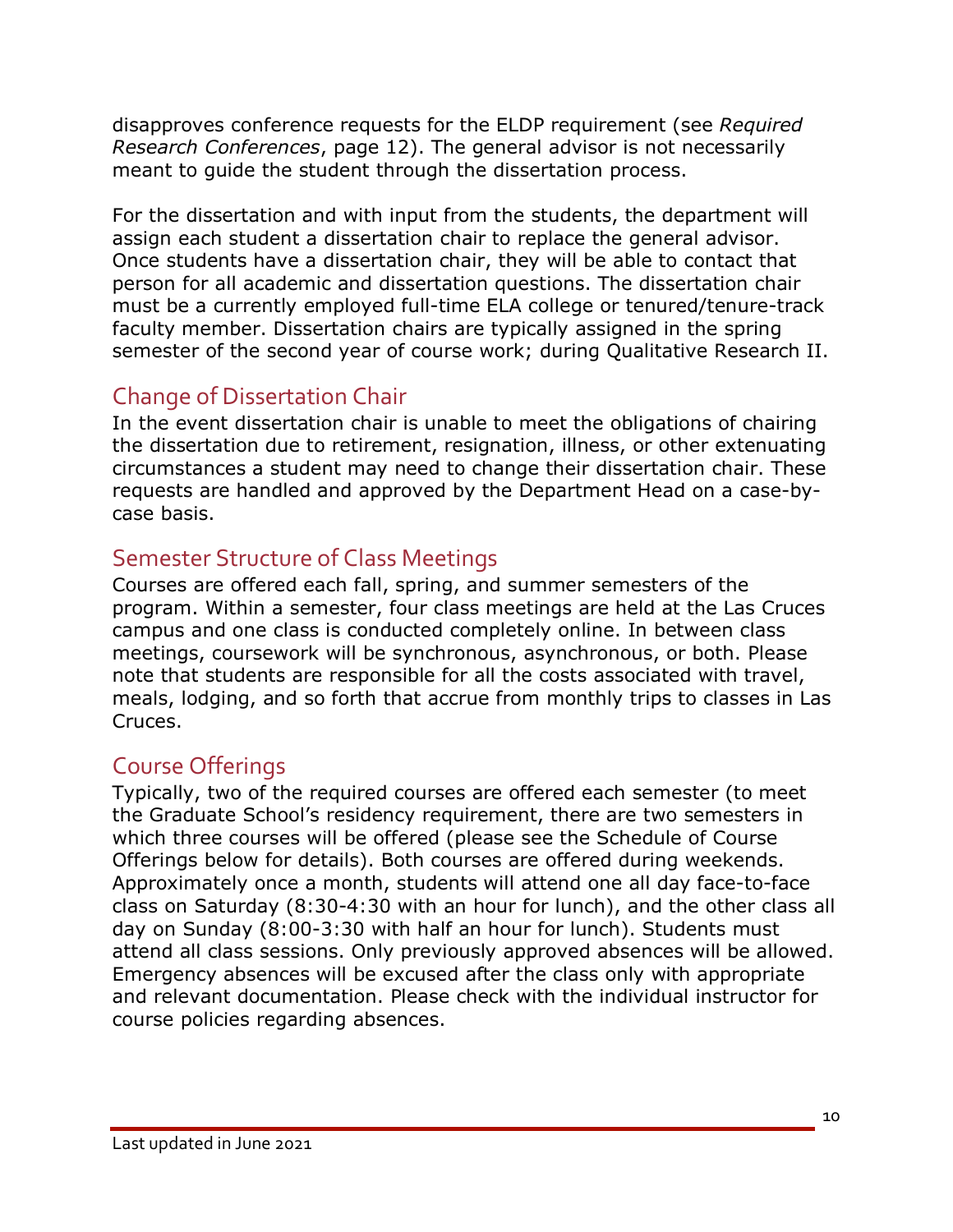disapproves conference requests for the ELDP requirement (see *Required Research Conferences*, page 12). The general advisor is not necessarily meant to guide the student through the dissertation process.

For the dissertation and with input from the students, the department will assign each student a dissertation chair to replace the general advisor. Once students have a dissertation chair, they will be able to contact that person for all academic and dissertation questions. The dissertation chair must be a currently employed full-time ELA college or tenured/tenure-track faculty member. Dissertation chairs are typically assigned in the spring semester of the second year of course work; during Qualitative Research II.

## Change of Dissertation Chair

In the event dissertation chair is unable to meet the obligations of chairing the dissertation due to retirement, resignation, illness, or other extenuating circumstances a student may need to change their dissertation chair. These requests are handled and approved by the Department Head on a case-by-case basis.

## Semester Structure of Class Meetings

Courses are offered each fall, spring, and summer semesters of the program. Within a semester, four class meetings are held at the Las Cruces campus and one class is conducted completely online. In between class meetings, coursework will be synchronous, asynchronous, or both. Please note that students are responsible for all the costs associated with travel, meals, lodging, and so forth that accrue from monthly trips to classes in Las Cruces.

## Course Offerings

Typically, two of the required courses are offered each semester (to meet the Graduate School's residency requirement, there are two semesters in which three courses will be offered (please see the Schedule of Course Offerings below for details). Both courses are offered during weekends. Approximately once a month, students will attend one all day face-to-face class on Saturday (8:30-4:30 with an hour for lunch), and the other class all day on Sunday (8:00-3:30 with half an hour for lunch). Students must attend all class sessions. Only previously approved absences will be allowed. Emergency absences will be excused after the class only with appropriate and relevant documentation. Please check with the individual instructor for course policies regarding absences.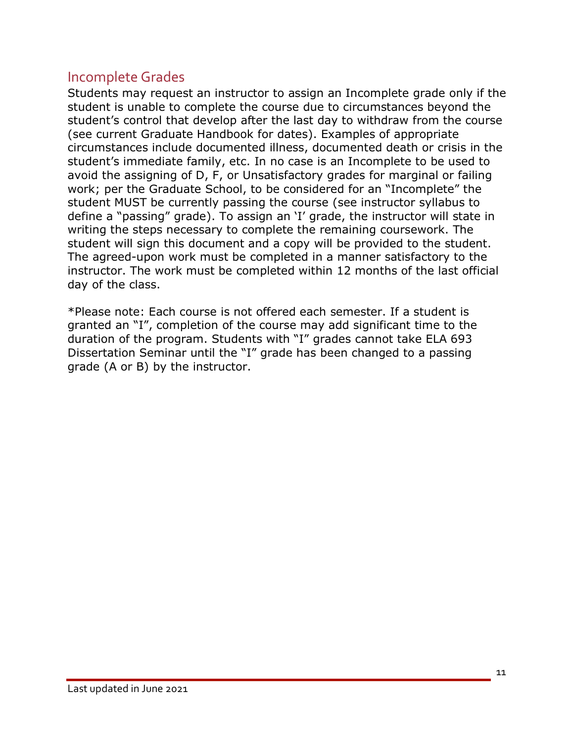## Incomplete Grades

Students may request an instructor to assign an Incomplete grade only if the student is unable to complete the course due to circumstances beyond the student's control that develop after the last day to withdraw from the course (see current Graduate Handbook for dates). Examples of appropriate circumstances include documented illness, documented death or crisis in the student's immediate family, etc. In no case is an Incomplete to be used to avoid the assigning of D, F, or Unsatisfactory grades for marginal or failing work; per the Graduate School, to be considered for an "Incomplete" the student MUST be currently passing the course (see instructor syllabus to define a "passing" grade). To assign an 'I' grade, the instructor will state in writing the steps necessary to complete the remaining coursework. The student will sign this document and a copy will be provided to the student. The agreed-upon work must be completed in a manner satisfactory to the instructor. The work must be completed within 12 months of the last official day of the class.

*Please note: Each course is not offered each semester. If a student is granted an "I", completion of the course may add significant time to the duration of the program. Students with "I" grades cannot take ELA 693 Dissertation Seminar until the "I" grade has been changed to a passing grade (A or B) by the instructor.

Last updated in June 2021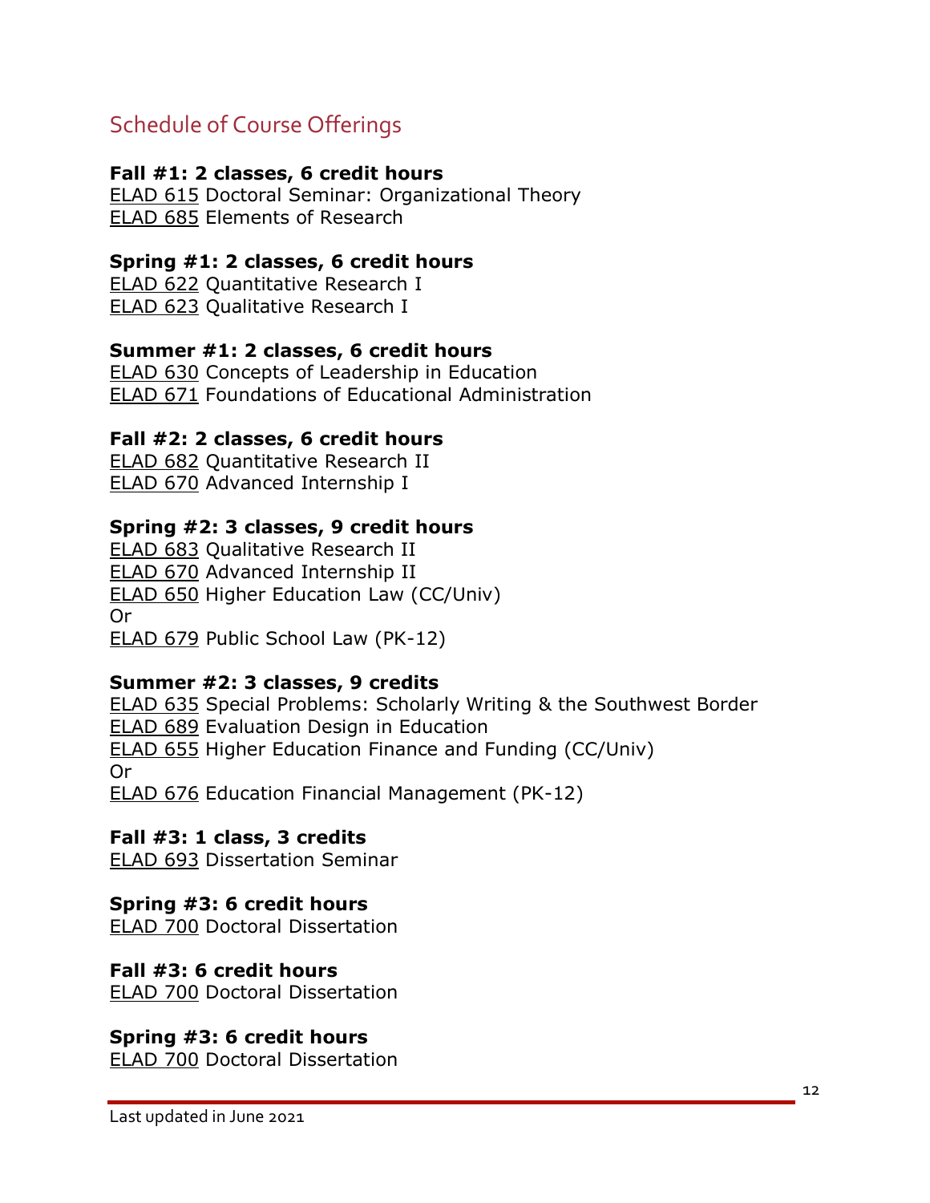## Schedule of Course Offerings

**Fall #1: 2 classes, 6 credit hours**
ELAD 615 Doctoral Seminar: Organizational Theory
ELAD 685 Elements of Research

**Spring #1: 2 classes, 6 credit hours**
ELAD 622 Quantitative Research I
ELAD 623 Qualitative Research I

**Summer #1: 2 classes, 6 credit hours**
ELAD 630 Concepts of Leadership in Education
ELAD 671 Foundations of Educational Administration

**Fall #2: 2 classes, 6 credit hours**
ELAD 682 Quantitative Research II
ELAD 670 Advanced Internship I

**Spring #2: 3 classes, 9 credit hours**
ELAD 683 Qualitative Research II
ELAD 670 Advanced Internship II
ELAD 650 Higher Education Law (CC/Univ)
Or
ELAD 679 Public School Law (PK-12)

**Summer #2: 3 classes, 9 credits**
ELAD 635 Special Problems: Scholarly Writing & the Southwest Border
ELAD 689 Evaluation Design in Education
ELAD 655 Higher Education Finance and Funding (CC/Univ)
Or
ELAD 676 Education Financial Management (PK-12)

**Fall #3: 1 class, 3 credits**
ELAD 693 Dissertation Seminar

**Spring #3: 6 credit hours**
ELAD 700 Doctoral Dissertation

**Fall #3: 6 credit hours**
ELAD 700 Doctoral Dissertation

**Spring #3: 6 credit hours**
ELAD 700 Doctoral Dissertation

Last updated in June 2021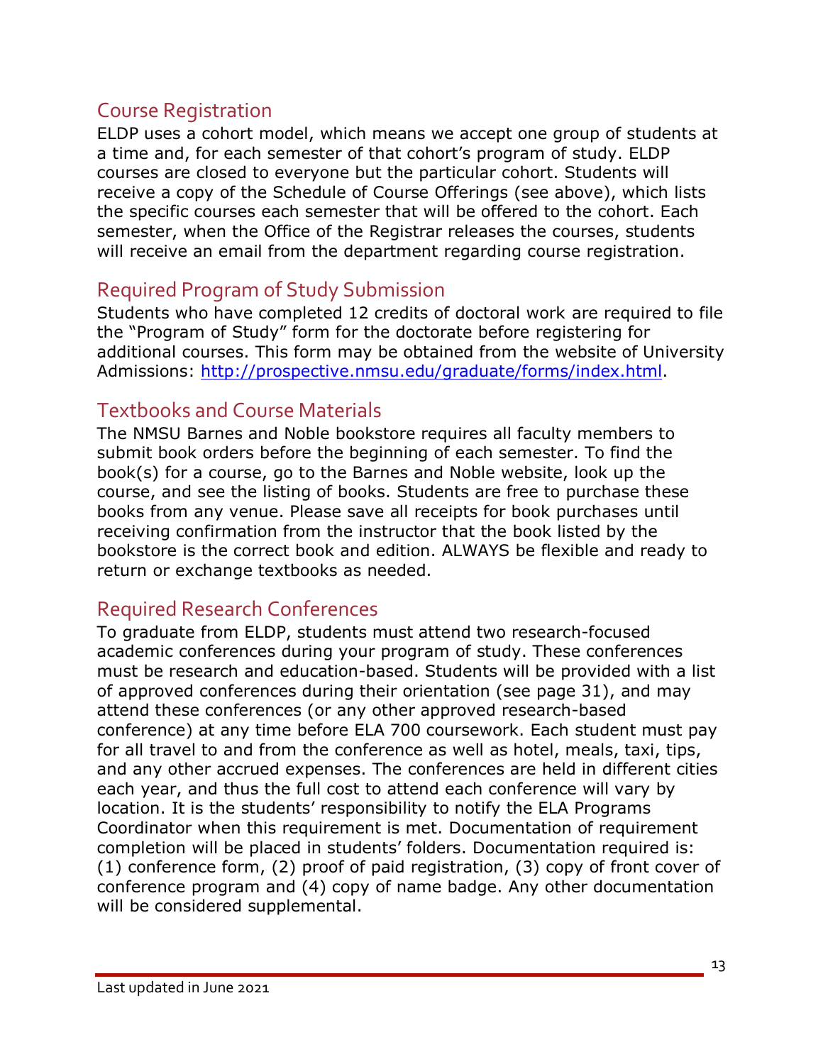## Course Registration

ELDP uses a cohort model, which means we accept one group of students at a time and, for each semester of that cohort's program of study. ELDP courses are closed to everyone but the particular cohort. Students will receive a copy of the Schedule of Course Offerings (see above), which lists the specific courses each semester that will be offered to the cohort. Each semester, when the Office of the Registrar releases the courses, students will receive an email from the department regarding course registration.

## Required Program of Study Submission

Students who have completed 12 credits of doctoral work are required to file the "Program of Study" form for the doctorate before registering for additional courses. This form may be obtained from the website of University Admissions: [http://prospective.nmsu.edu/graduate/forms/index.html](http://prospective.nmsu.edu/graduate/forms/index.html).

## Textbooks and Course Materials

The NMSU Barnes and Noble bookstore requires all faculty members to submit book orders before the beginning of each semester. To find the book(s) for a course, go to the Barnes and Noble website, look up the course, and see the listing of books. Students are free to purchase these books from any venue. Please save all receipts for book purchases until receiving confirmation from the instructor that the book listed by the bookstore is the correct book and edition. ALWAYS be flexible and ready to return or exchange textbooks as needed.

## Required Research Conferences

To graduate from ELDP, students must attend two research-focused academic conferences during your program of study. These conferences must be research and education-based. Students will be provided with a list of approved conferences during their orientation (see page 31), and may attend these conferences (or any other approved research-based conference) at any time before ELA 700 coursework. Each student must pay for all travel to and from the conference as well as hotel, meals, taxi, tips, and any other accrued expenses. The conferences are held in different cities each year, and thus the full cost to attend each conference will vary by location. It is the students' responsibility to notify the ELA Programs Coordinator when this requirement is met. Documentation of requirement completion will be placed in students' folders. Documentation required is: (1) conference form, (2) proof of paid registration, (3) copy of front cover of conference program and (4) copy of name badge. Any other documentation will be considered supplemental.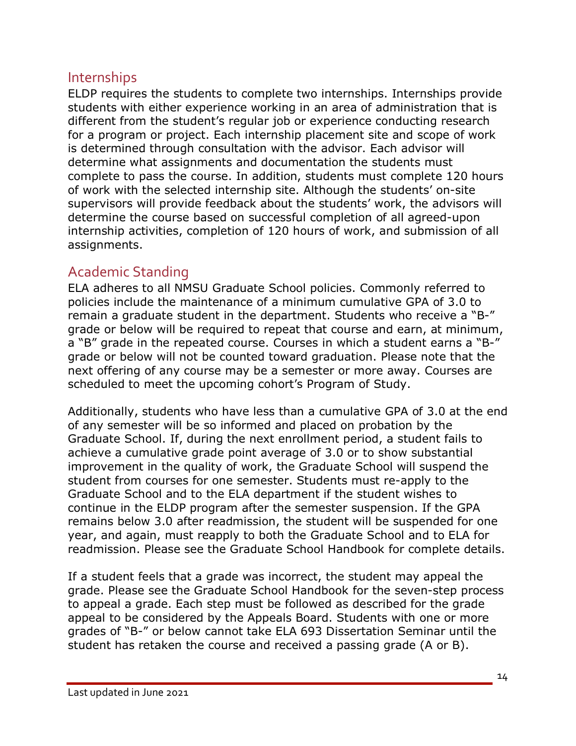## Internships

ELDP requires the students to complete two internships. Internships provide students with either experience working in an area of administration that is different from the student's regular job or experience conducting research for a program or project. Each internship placement site and scope of work is determined through consultation with the advisor. Each advisor will determine what assignments and documentation the students must complete to pass the course. In addition, students must complete 120 hours of work with the selected internship site. Although the students' on-site supervisors will provide feedback about the students' work, the advisors will determine the course based on successful completion of all agreed-upon internship activities, completion of 120 hours of work, and submission of all assignments.

## Academic Standing

ELA adheres to all NMSU Graduate School policies. Commonly referred to policies include the maintenance of a minimum cumulative GPA of 3.0 to remain a graduate student in the department. Students who receive a "B-" grade or below will be required to repeat that course and earn, at minimum, a "B" grade in the repeated course. Courses in which a student earns a "B-" grade or below will not be counted toward graduation. Please note that the next offering of any course may be a semester or more away. Courses are scheduled to meet the upcoming cohort's Program of Study.

Additionally, students who have less than a cumulative GPA of 3.0 at the end of any semester will be so informed and placed on probation by the Graduate School. If, during the next enrollment period, a student fails to achieve a cumulative grade point average of 3.0 or to show substantial improvement in the quality of work, the Graduate School will suspend the student from courses for one semester. Students must re-apply to the Graduate School and to the ELA department if the student wishes to continue in the ELDP program after the semester suspension. If the GPA remains below 3.0 after readmission, the student will be suspended for one year, and again, must reapply to both the Graduate School and to ELA for readmission. Please see the Graduate School Handbook for complete details.

If a student feels that a grade was incorrect, the student may appeal the grade. Please see the Graduate School Handbook for the seven-step process to appeal a grade. Each step must be followed as described for the grade appeal to be considered by the Appeals Board. Students with one or more grades of "B-" or below cannot take ELA 693 Dissertation Seminar until the student has retaken the course and received a passing grade (A or B).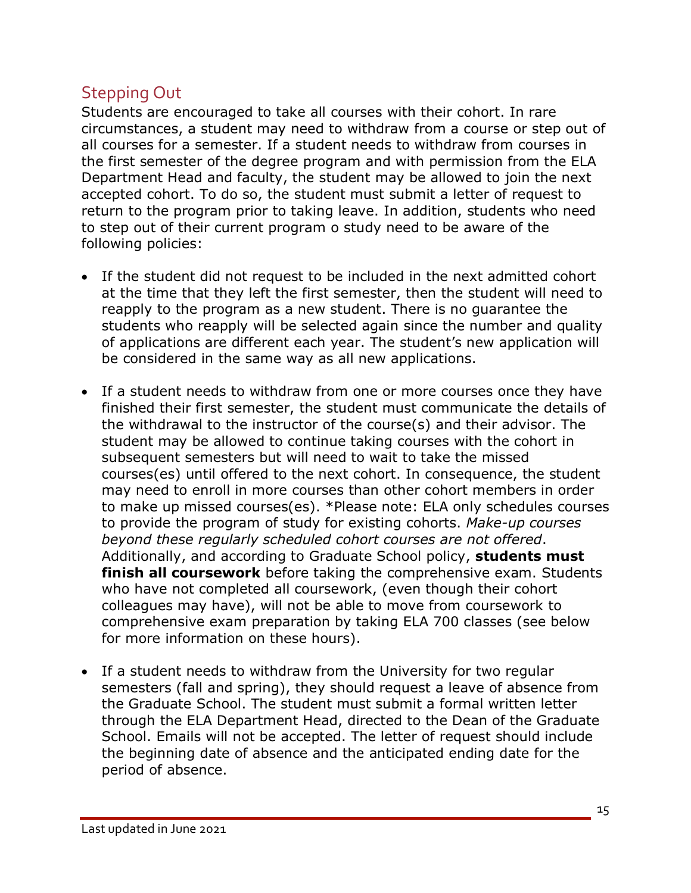## Stepping Out

Students are encouraged to take all courses with their cohort. In rare circumstances, a student may need to withdraw from a course or step out of all courses for a semester. If a student needs to withdraw from courses in the first semester of the degree program and with permission from the ELA Department Head and faculty, the student may be allowed to join the next accepted cohort. To do so, the student must submit a letter of request to return to the program prior to taking leave. In addition, students who need to step out of their current program o study need to be aware of the following policies:

- If the student did not request to be included in the next admitted cohort at the time that they left the first semester, then the student will need to reapply to the program as a new student. There is no guarantee the students who reapply will be selected again since the number and quality of applications are different each year. The student's new application will be considered in the same way as all new applications.

- If a student needs to withdraw from one or more courses once they have finished their first semester, the student must communicate the details of the withdrawal to the instructor of the course(s) and their advisor. The student may be allowed to continue taking courses with the cohort in subsequent semesters but will need to wait to take the missed courses(es) until offered to the next cohort. In consequence, the student may need to enroll in more courses than other cohort members in order to make up missed courses(es). *Please note: ELA only schedules courses to provide the program of study for existing cohorts. *Make-up courses beyond these regularly scheduled cohort courses are not offered*. Additionally, and according to Graduate School policy, **students must finish all coursework** before taking the comprehensive exam. Students who have not completed all coursework, (even though their cohort colleagues may have), will not be able to move from coursework to comprehensive exam preparation by taking ELA 700 classes (see below for more information on these hours).

- If a student needs to withdraw from the University for two regular semesters (fall and spring), they should request a leave of absence from the Graduate School. The student must submit a formal written letter through the ELA Department Head, directed to the Dean of the Graduate School. Emails will not be accepted. The letter of request should include the beginning date of absence and the anticipated ending date for the period of absence.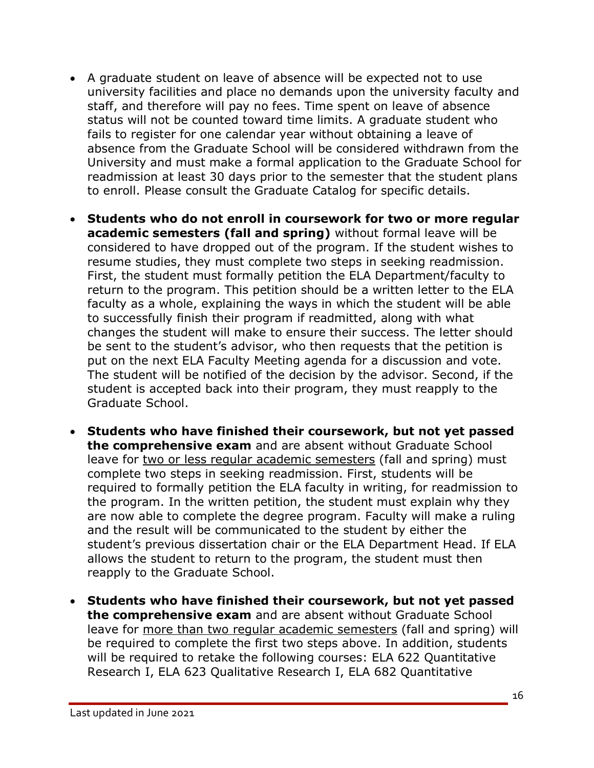- A graduate student on leave of absence will be expected not to use university facilities and place no demands upon the university faculty and staff, and therefore will pay no fees. Time spent on leave of absence status will not be counted toward time limits. A graduate student who fails to register for one calendar year without obtaining a leave of absence from the Graduate School will be considered withdrawn from the University and must make a formal application to the Graduate School for readmission at least 30 days prior to the semester that the student plans to enroll. Please consult the Graduate Catalog for specific details.

- **Students who do not enroll in coursework for two or more regular academic semesters (fall and spring)** without formal leave will be considered to have dropped out of the program. If the student wishes to resume studies, they must complete two steps in seeking readmission. First, the student must formally petition the ELA Department/faculty to return to the program. This petition should be a written letter to the ELA faculty as a whole, explaining the ways in which the student will be able to successfully finish their program if readmitted, along with what changes the student will make to ensure their success. The letter should be sent to the student's advisor, who then requests that the petition is put on the next ELA Faculty Meeting agenda for a discussion and vote. The student will be notified of the decision by the advisor. Second, if the student is accepted back into their program, they must reapply to the Graduate School.

- **Students who have finished their coursework, but not yet passed the comprehensive exam** and are absent without Graduate School leave for <u>two or less regular academic semesters</u> (fall and spring) must complete two steps in seeking readmission. First, students will be required to formally petition the ELA faculty in writing, for readmission to the program. In the written petition, the student must explain why they are now able to complete the degree program. Faculty will make a ruling and the result will be communicated to the student by either the student's previous dissertation chair or the ELA Department Head. If ELA allows the student to return to the program, the student must then reapply to the Graduate School.

- **Students who have finished their coursework, but not yet passed the comprehensive exam** and are absent without Graduate School leave for <u>more than two regular academic semesters</u> (fall and spring) will be required to complete the first two steps above. In addition, students will be required to retake the following courses: ELA 622 Quantitative Research I, ELA 623 Qualitative Research I, ELA 682 Quantitative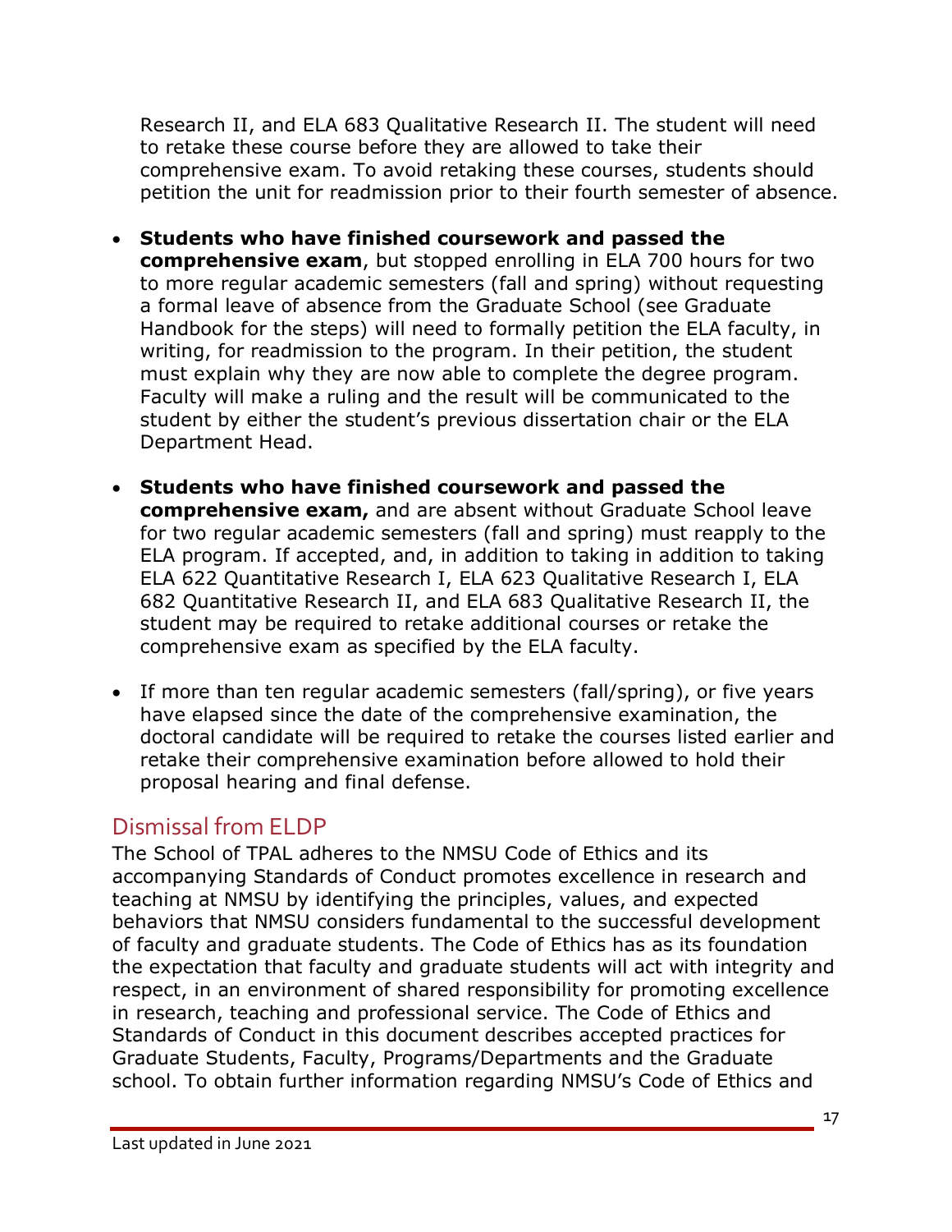Research II, and ELA 683 Qualitative Research II. The student will need to retake these course before they are allowed to take their comprehensive exam. To avoid retaking these courses, students should petition the unit for readmission prior to their fourth semester of absence.

- **Students who have finished coursework and passed the comprehensive exam**, but stopped enrolling in ELA 700 hours for two to more regular academic semesters (fall and spring) without requesting a formal leave of absence from the Graduate School (see Graduate Handbook for the steps) will need to formally petition the ELA faculty, in writing, for readmission to the program. In their petition, the student must explain why they are now able to complete the degree program. Faculty will make a ruling and the result will be communicated to the student by either the student's previous dissertation chair or the ELA Department Head.
- **Students who have finished coursework and passed the comprehensive exam,** and are absent without Graduate School leave for two regular academic semesters (fall and spring) must reapply to the ELA program. If accepted, and, in addition to taking in addition to taking ELA 622 Quantitative Research I, ELA 623 Qualitative Research I, ELA 682 Quantitative Research II, and ELA 683 Qualitative Research II, the student may be required to retake additional courses or retake the comprehensive exam as specified by the ELA faculty.
- If more than ten regular academic semesters (fall/spring), or five years have elapsed since the date of the comprehensive examination, the doctoral candidate will be required to retake the courses listed earlier and retake their comprehensive examination before allowed to hold their proposal hearing and final defense.

## Dismissal from ELDP

The School of TPAL adheres to the NMSU Code of Ethics and its accompanying Standards of Conduct promotes excellence in research and teaching at NMSU by identifying the principles, values, and expected behaviors that NMSU considers fundamental to the successful development of faculty and graduate students. The Code of Ethics has as its foundation the expectation that faculty and graduate students will act with integrity and respect, in an environment of shared responsibility for promoting excellence in research, teaching and professional service. The Code of Ethics and Standards of Conduct in this document describes accepted practices for Graduate Students, Faculty, Programs/Departments and the Graduate school. To obtain further information regarding NMSU's Code of Ethics and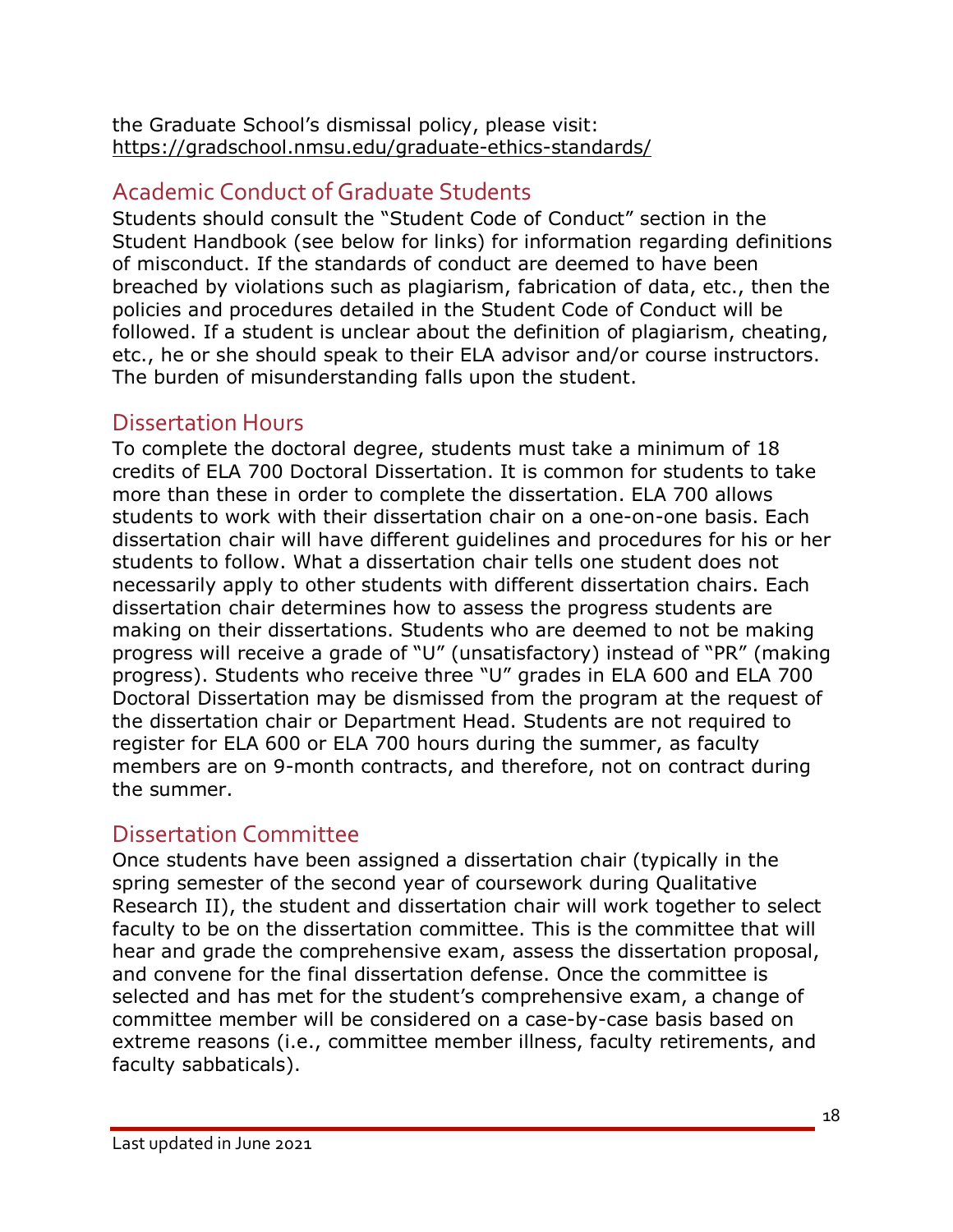the Graduate School's dismissal policy, please visit: https://gradschool.nmsu.edu/graduate-ethics-standards/

## Academic Conduct of Graduate Students

Students should consult the "Student Code of Conduct" section in the Student Handbook (see below for links) for information regarding definitions of misconduct. If the standards of conduct are deemed to have been breached by violations such as plagiarism, fabrication of data, etc., then the policies and procedures detailed in the Student Code of Conduct will be followed. If a student is unclear about the definition of plagiarism, cheating, etc., he or she should speak to their ELA advisor and/or course instructors. The burden of misunderstanding falls upon the student.

## Dissertation Hours

To complete the doctoral degree, students must take a minimum of 18 credits of ELA 700 Doctoral Dissertation. It is common for students to take more than these in order to complete the dissertation. ELA 700 allows students to work with their dissertation chair on a one-on-one basis. Each dissertation chair will have different guidelines and procedures for his or her students to follow. What a dissertation chair tells one student does not necessarily apply to other students with different dissertation chairs. Each dissertation chair determines how to assess the progress students are making on their dissertations. Students who are deemed to not be making progress will receive a grade of "U" (unsatisfactory) instead of "PR" (making progress). Students who receive three "U" grades in ELA 600 and ELA 700 Doctoral Dissertation may be dismissed from the program at the request of the dissertation chair or Department Head. Students are not required to register for ELA 600 or ELA 700 hours during the summer, as faculty members are on 9-month contracts, and therefore, not on contract during the summer.

## Dissertation Committee

Once students have been assigned a dissertation chair (typically in the spring semester of the second year of coursework during Qualitative Research II), the student and dissertation chair will work together to select faculty to be on the dissertation committee. This is the committee that will hear and grade the comprehensive exam, assess the dissertation proposal, and convene for the final dissertation defense. Once the committee is selected and has met for the student's comprehensive exam, a change of committee member will be considered on a case-by-case basis based on extreme reasons (i.e., committee member illness, faculty retirements, and faculty sabbaticals).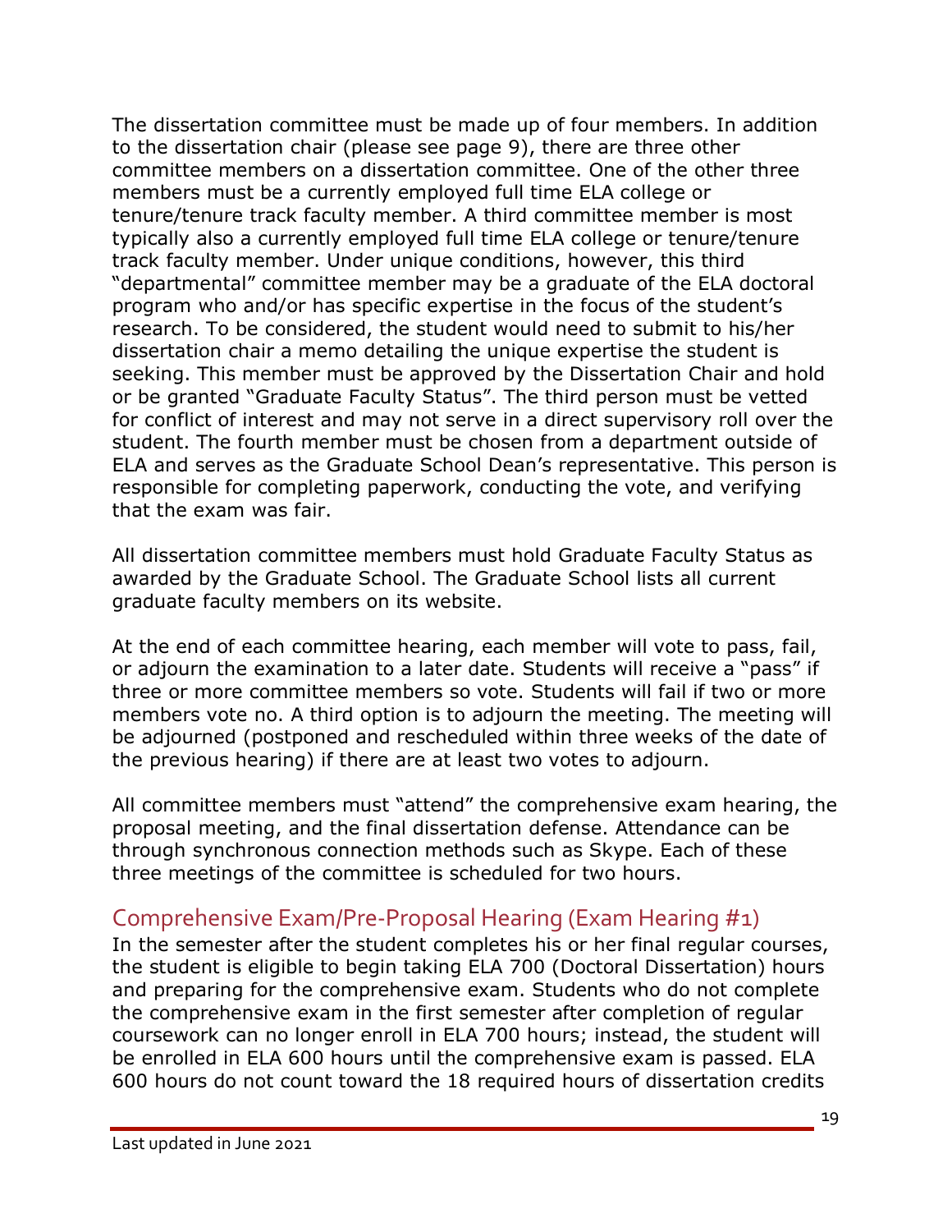The dissertation committee must be made up of four members. In addition to the dissertation chair (please see page 9), there are three other committee members on a dissertation committee. One of the other three members must be a currently employed full time ELA college or tenure/tenure track faculty member. A third committee member is most typically also a currently employed full time ELA college or tenure/tenure track faculty member. Under unique conditions, however, this third "departmental" committee member may be a graduate of the ELA doctoral program who and/or has specific expertise in the focus of the student's research. To be considered, the student would need to submit to his/her dissertation chair a memo detailing the unique expertise the student is seeking. This member must be approved by the Dissertation Chair and hold or be granted "Graduate Faculty Status". The third person must be vetted for conflict of interest and may not serve in a direct supervisory roll over the student. The fourth member must be chosen from a department outside of ELA and serves as the Graduate School Dean's representative. This person is responsible for completing paperwork, conducting the vote, and verifying that the exam was fair.

All dissertation committee members must hold Graduate Faculty Status as awarded by the Graduate School. The Graduate School lists all current graduate faculty members on its website.

At the end of each committee hearing, each member will vote to pass, fail, or adjourn the examination to a later date. Students will receive a "pass" if three or more committee members so vote. Students will fail if two or more members vote no. A third option is to adjourn the meeting. The meeting will be adjourned (postponed and rescheduled within three weeks of the date of the previous hearing) if there are at least two votes to adjourn.

All committee members must "attend" the comprehensive exam hearing, the proposal meeting, and the final dissertation defense. Attendance can be through synchronous connection methods such as Skype. Each of these three meetings of the committee is scheduled for two hours.

## Comprehensive Exam/Pre-Proposal Hearing (Exam Hearing #1)

In the semester after the student completes his or her final regular courses, the student is eligible to begin taking ELA 700 (Doctoral Dissertation) hours and preparing for the comprehensive exam. Students who do not complete the comprehensive exam in the first semester after completion of regular coursework can no longer enroll in ELA 700 hours; instead, the student will be enrolled in ELA 600 hours until the comprehensive exam is passed. ELA 600 hours do not count toward the 18 required hours of dissertation credits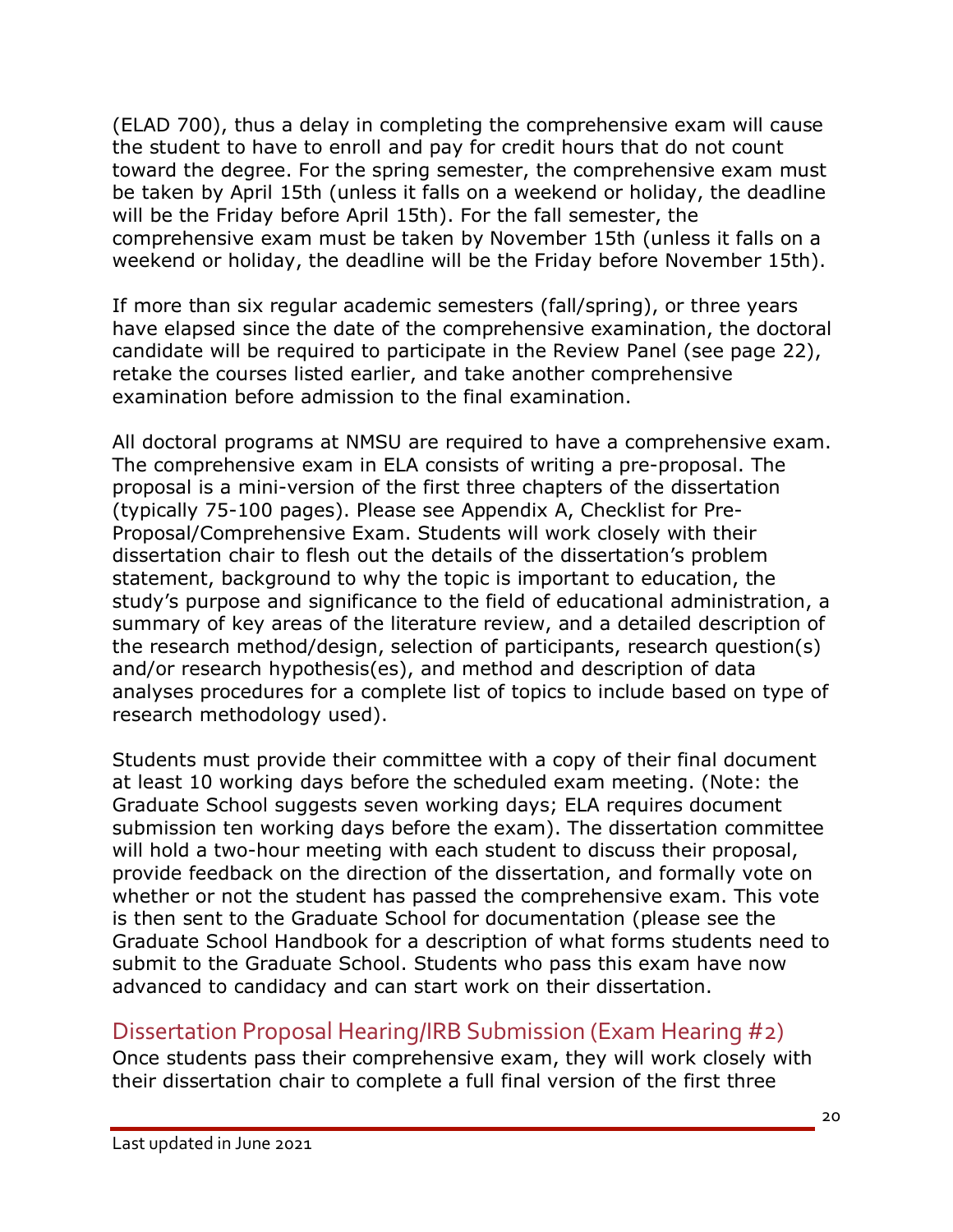(ELAD 700), thus a delay in completing the comprehensive exam will cause the student to have to enroll and pay for credit hours that do not count toward the degree. For the spring semester, the comprehensive exam must be taken by April 15th (unless it falls on a weekend or holiday, the deadline will be the Friday before April 15th). For the fall semester, the comprehensive exam must be taken by November 15th (unless it falls on a weekend or holiday, the deadline will be the Friday before November 15th).

If more than six regular academic semesters (fall/spring), or three years have elapsed since the date of the comprehensive examination, the doctoral candidate will be required to participate in the Review Panel (see page 22), retake the courses listed earlier, and take another comprehensive examination before admission to the final examination.

All doctoral programs at NMSU are required to have a comprehensive exam. The comprehensive exam in ELA consists of writing a pre-proposal. The proposal is a mini-version of the first three chapters of the dissertation (typically 75-100 pages). Please see Appendix A, Checklist for Pre-Proposal/Comprehensive Exam. Students will work closely with their dissertation chair to flesh out the details of the dissertation's problem statement, background to why the topic is important to education, the study's purpose and significance to the field of educational administration, a summary of key areas of the literature review, and a detailed description of the research method/design, selection of participants, research question(s) and/or research hypothesis(es), and method and description of data analyses procedures for a complete list of topics to include based on type of research methodology used).

Students must provide their committee with a copy of their final document at least 10 working days before the scheduled exam meeting. (Note: the Graduate School suggests seven working days; ELA requires document submission ten working days before the exam). The dissertation committee will hold a two-hour meeting with each student to discuss their proposal, provide feedback on the direction of the dissertation, and formally vote on whether or not the student has passed the comprehensive exam. This vote is then sent to the Graduate School for documentation (please see the Graduate School Handbook for a description of what forms students need to submit to the Graduate School. Students who pass this exam have now advanced to candidacy and can start work on their dissertation.

## Dissertation Proposal Hearing/IRB Submission (Exam Hearing #2)

Once students pass their comprehensive exam, they will work closely with their dissertation chair to complete a full final version of the first three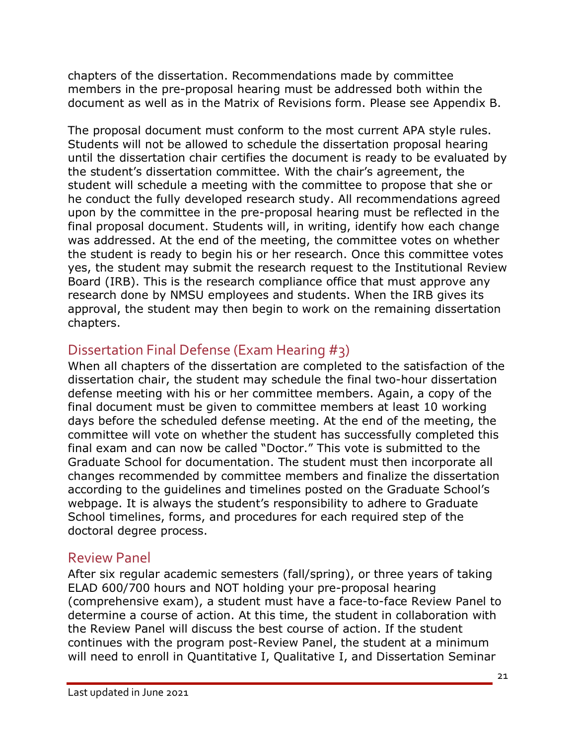chapters of the dissertation. Recommendations made by committee members in the pre-proposal hearing must be addressed both within the document as well as in the Matrix of Revisions form. Please see Appendix B.

The proposal document must conform to the most current APA style rules. Students will not be allowed to schedule the dissertation proposal hearing until the dissertation chair certifies the document is ready to be evaluated by the student's dissertation committee. With the chair's agreement, the student will schedule a meeting with the committee to propose that she or he conduct the fully developed research study. All recommendations agreed upon by the committee in the pre-proposal hearing must be reflected in the final proposal document. Students will, in writing, identify how each change was addressed. At the end of the meeting, the committee votes on whether the student is ready to begin his or her research. Once this committee votes yes, the student may submit the research request to the Institutional Review Board (IRB). This is the research compliance office that must approve any research done by NMSU employees and students. When the IRB gives its approval, the student may then begin to work on the remaining dissertation chapters.

## Dissertation Final Defense (Exam Hearing #3)

When all chapters of the dissertation are completed to the satisfaction of the dissertation chair, the student may schedule the final two-hour dissertation defense meeting with his or her committee members. Again, a copy of the final document must be given to committee members at least 10 working days before the scheduled defense meeting. At the end of the meeting, the committee will vote on whether the student has successfully completed this final exam and can now be called "Doctor." This vote is submitted to the Graduate School for documentation. The student must then incorporate all changes recommended by committee members and finalize the dissertation according to the guidelines and timelines posted on the Graduate School's webpage. It is always the student's responsibility to adhere to Graduate School timelines, forms, and procedures for each required step of the doctoral degree process.

## Review Panel

After six regular academic semesters (fall/spring), or three years of taking ELAD 600/700 hours and NOT holding your pre-proposal hearing (comprehensive exam), a student must have a face-to-face Review Panel to determine a course of action. At this time, the student in collaboration with the Review Panel will discuss the best course of action. If the student continues with the program post-Review Panel, the student at a minimum will need to enroll in Quantitative I, Qualitative I, and Dissertation Seminar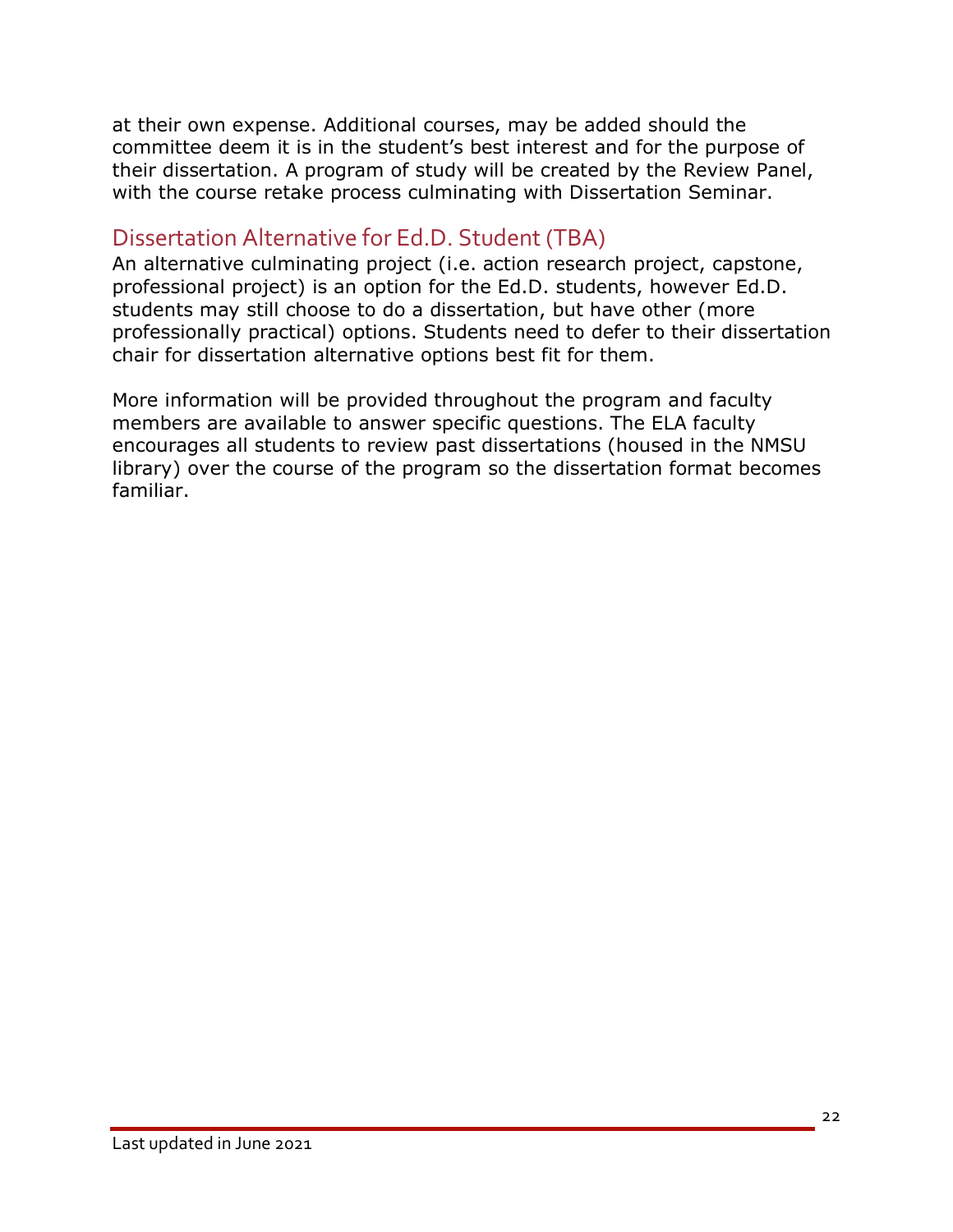at their own expense. Additional courses, may be added should the committee deem it is in the student's best interest and for the purpose of their dissertation. A program of study will be created by the Review Panel, with the course retake process culminating with Dissertation Seminar.

## Dissertation Alternative for Ed.D. Student (TBA)

An alternative culminating project (i.e. action research project, capstone, professional project) is an option for the Ed.D. students, however Ed.D. students may still choose to do a dissertation, but have other (more professionally practical) options. Students need to defer to their dissertation chair for dissertation alternative options best fit for them.

More information will be provided throughout the program and faculty members are available to answer specific questions. The ELA faculty encourages all students to review past dissertations (housed in the NMSU library) over the course of the program so the dissertation format becomes familiar.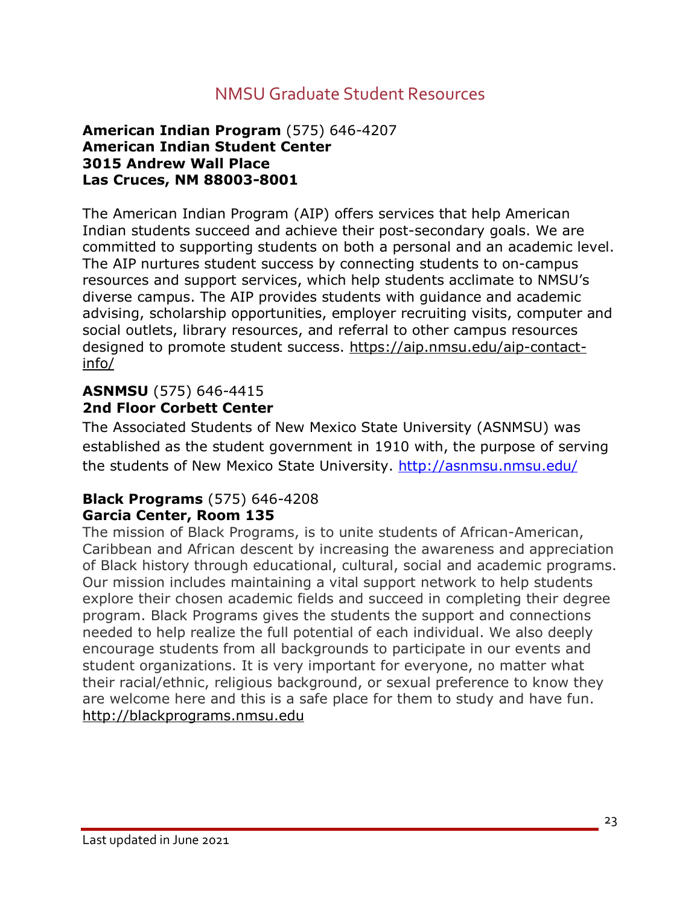## NMSU Graduate Student Resources

**American Indian Program** (575) 646-4207
**American Indian Student Center**
**3015 Andrew Wall Place**
**Las Cruces, NM 88003-8001**

The American Indian Program (AIP) offers services that help American Indian students succeed and achieve their post-secondary goals. We are committed to supporting students on both a personal and an academic level. The AIP nurtures student success by connecting students to on-campus resources and support services, which help students acclimate to NMSU's diverse campus. The AIP provides students with guidance and academic advising, scholarship opportunities, employer recruiting visits, computer and social outlets, library resources, and referral to other campus resources designed to promote student success. https://aip.nmsu.edu/aip-contact-info/

**ASNMSU** (575) 646-4415
**2nd Floor Corbett Center**

The Associated Students of New Mexico State University (ASNMSU) was established as the student government in 1910 with, the purpose of serving the students of New Mexico State University. http://asnmsu.nmsu.edu/

**Black Programs** (575) 646-4208
**Garcia Center, Room 135**

The mission of Black Programs, is to unite students of African-American, Caribbean and African descent by increasing the awareness and appreciation of Black history through educational, cultural, social and academic programs. Our mission includes maintaining a vital support network to help students explore their chosen academic fields and succeed in completing their degree program. Black Programs gives the students the support and connections needed to help realize the full potential of each individual. We also deeply encourage students from all backgrounds to participate in our events and student organizations. It is very important for everyone, no matter what their racial/ethnic, religious background, or sexual preference to know they are welcome here and this is a safe place for them to study and have fun. http://blackprograms.nmsu.edu

Last updated in June 2021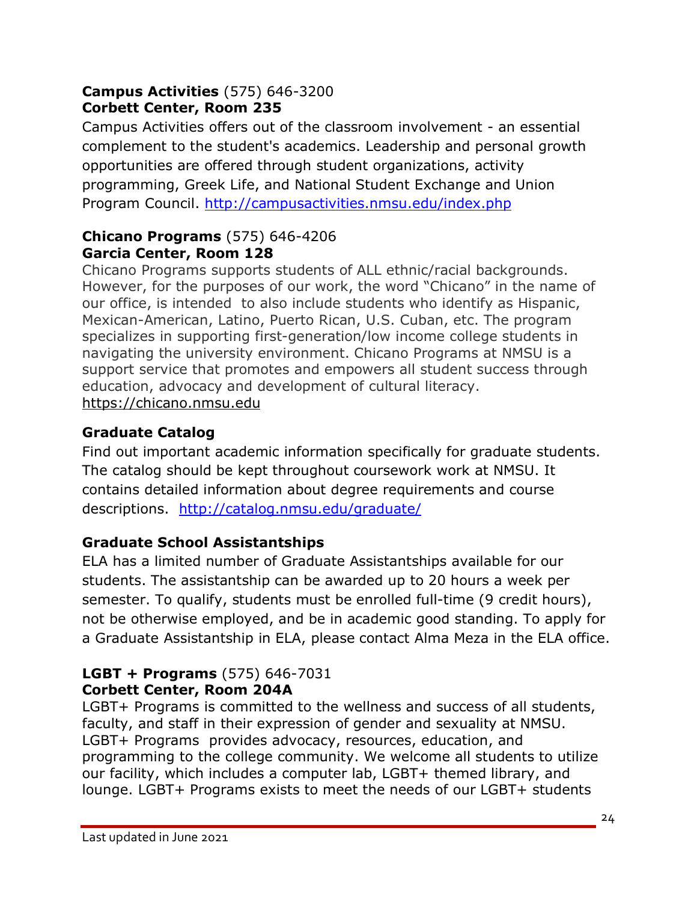**Campus Activities** (575) 646-3200
**Corbett Center, Room 235**

Campus Activities offers out of the classroom involvement - an essential complement to the student's academics. Leadership and personal growth opportunities are offered through student organizations, activity programming, Greek Life, and National Student Exchange and Union Program Council. http://campusactivities.nmsu.edu/index.php

**Chicano Programs** (575) 646-4206
**Garcia Center, Room 128**

Chicano Programs supports students of ALL ethnic/racial backgrounds. However, for the purposes of our work, the word "Chicano" in the name of our office, is intended to also include students who identify as Hispanic, Mexican-American, Latino, Puerto Rican, U.S. Cuban, etc. The program specializes in supporting first-generation/low income college students in navigating the university environment. Chicano Programs at NMSU is a support service that promotes and empowers all student success through education, advocacy and development of cultural literacy. https://chicano.nmsu.edu

**Graduate Catalog**

Find out important academic information specifically for graduate students. The catalog should be kept throughout coursework work at NMSU. It contains detailed information about degree requirements and course descriptions. http://catalog.nmsu.edu/graduate/

**Graduate School Assistantships**

ELA has a limited number of Graduate Assistantships available for our students. The assistantship can be awarded up to 20 hours a week per semester. To qualify, students must be enrolled full-time (9 credit hours), not be otherwise employed, and be in academic good standing. To apply for a Graduate Assistantship in ELA, please contact Alma Meza in the ELA office.

**LGBT + Programs** (575) 646-7031
**Corbett Center, Room 204A**

LGBT+ Programs is committed to the wellness and success of all students, faculty, and staff in their expression of gender and sexuality at NMSU. LGBT+ Programs provides advocacy, resources, education, and programming to the college community. We welcome all students to utilize our facility, which includes a computer lab, LGBT+ themed library, and lounge. LGBT+ Programs exists to meet the needs of our LGBT+ students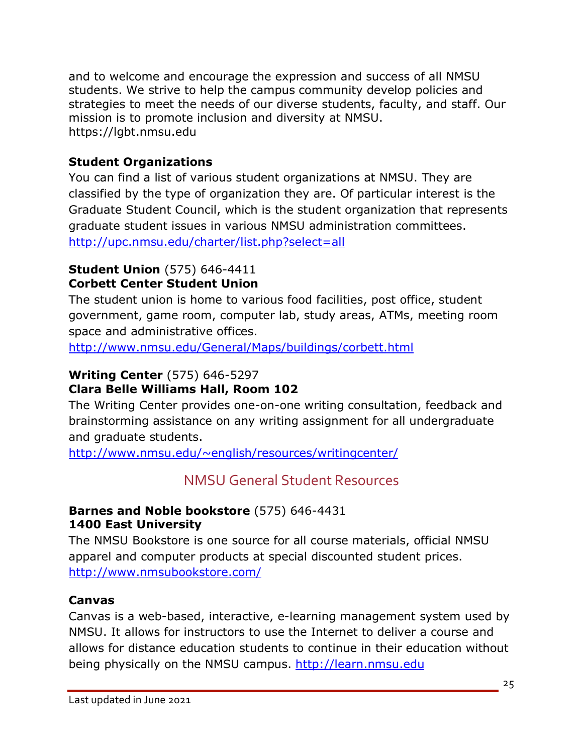and to welcome and encourage the expression and success of all NMSU students. We strive to help the campus community develop policies and strategies to meet the needs of our diverse students, faculty, and staff. Our mission is to promote inclusion and diversity at NMSU.
https://lgbt.nmsu.edu

**Student Organizations**

You can find a list of various student organizations at NMSU. They are classified by the type of organization they are. Of particular interest is the Graduate Student Council, which is the student organization that represents graduate student issues in various NMSU administration committees.
http://upc.nmsu.edu/charter/list.php?select=all

**Student Union** (575) 646-4411
**Corbett Center Student Union**

The student union is home to various food facilities, post office, student government, game room, computer lab, study areas, ATMs, meeting room space and administrative offices.
http://www.nmsu.edu/General/Maps/buildings/corbett.html

**Writing Center** (575) 646-5297
**Clara Belle Williams Hall, Room 102**

The Writing Center provides one-on-one writing consultation, feedback and brainstorming assistance on any writing assignment for all undergraduate and graduate students.
http://www.nmsu.edu/~english/resources/writingcenter/

## NMSU General Student Resources

**Barnes and Noble bookstore** (575) 646-4431
**1400 East University**

The NMSU Bookstore is one source for all course materials, official NMSU apparel and computer products at special discounted student prices.
http://www.nmsubookstore.com/

**Canvas**

Canvas is a web-based, interactive, e-learning management system used by NMSU. It allows for instructors to use the Internet to deliver a course and allows for distance education students to continue in their education without being physically on the NMSU campus. http://learn.nmsu.edu

Last updated in June 2021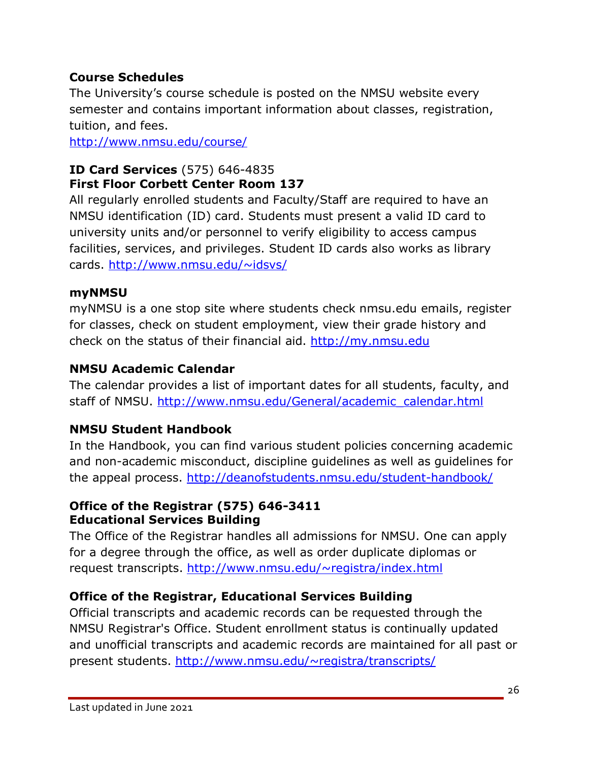**Course Schedules**

The University's course schedule is posted on the NMSU website every semester and contains important information about classes, registration, tuition, and fees.
http://www.nmsu.edu/course/

**ID Card Services** (575) 646-4835
**First Floor Corbett Center Room 137**

All regularly enrolled students and Faculty/Staff are required to have an NMSU identification (ID) card. Students must present a valid ID card to university units and/or personnel to verify eligibility to access campus facilities, services, and privileges. Student ID cards also works as library cards. http://www.nmsu.edu/~idsvs/

**myNMSU**

myNMSU is a one stop site where students check nmsu.edu emails, register for classes, check on student employment, view their grade history and check on the status of their financial aid. http://my.nmsu.edu

**NMSU Academic Calendar**

The calendar provides a list of important dates for all students, faculty, and staff of NMSU. http://www.nmsu.edu/General/academic_calendar.html

**NMSU Student Handbook**

In the Handbook, you can find various student policies concerning academic and non-academic misconduct, discipline guidelines as well as guidelines for the appeal process. http://deanofstudents.nmsu.edu/student-handbook/

**Office of the Registrar (575) 646-3411**
**Educational Services Building**

The Office of the Registrar handles all admissions for NMSU. One can apply for a degree through the office, as well as order duplicate diplomas or request transcripts. http://www.nmsu.edu/~registra/index.html

**Office of the Registrar, Educational Services Building**

Official transcripts and academic records can be requested through the NMSU Registrar's Office. Student enrollment status is continually updated and unofficial transcripts and academic records are maintained for all past or present students. http://www.nmsu.edu/~registra/transcripts/

Last updated in June 2021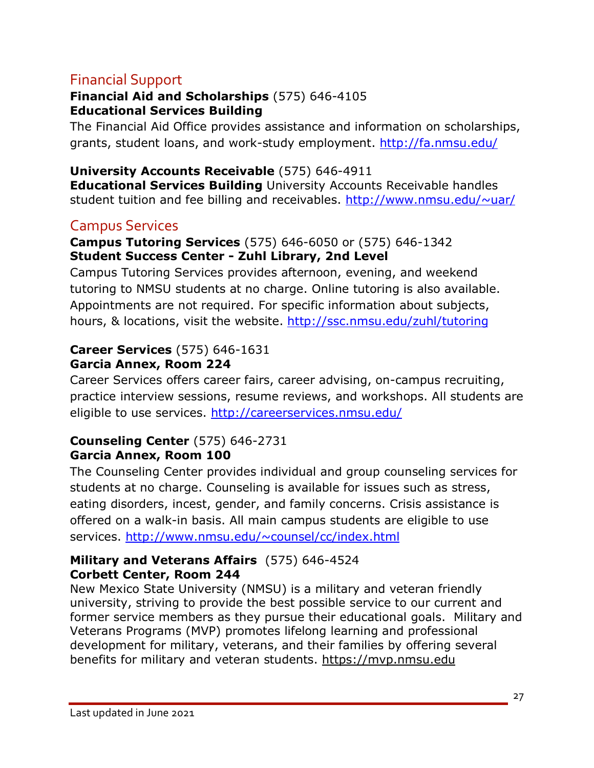## Financial Support

**Financial Aid and Scholarships** (575) 646-4105
**Educational Services Building**
The Financial Aid Office provides assistance and information on scholarships, grants, student loans, and work-study employment. http://fa.nmsu.edu/

**University Accounts Receivable** (575) 646-4911
**Educational Services Building** University Accounts Receivable handles student tuition and fee billing and receivables. http://www.nmsu.edu/~uar/

## Campus Services

**Campus Tutoring Services** (575) 646-6050 or (575) 646-1342
**Student Success Center - Zuhl Library, 2nd Level**
Campus Tutoring Services provides afternoon, evening, and weekend tutoring to NMSU students at no charge. Online tutoring is also available. Appointments are not required. For specific information about subjects, hours, & locations, visit the website. http://ssc.nmsu.edu/zuhl/tutoring

**Career Services** (575) 646-1631
**Garcia Annex, Room 224**
Career Services offers career fairs, career advising, on-campus recruiting, practice interview sessions, resume reviews, and workshops. All students are eligible to use services. http://careerservices.nmsu.edu/

**Counseling Center** (575) 646-2731
**Garcia Annex, Room 100**
The Counseling Center provides individual and group counseling services for students at no charge. Counseling is available for issues such as stress, eating disorders, incest, gender, and family concerns. Crisis assistance is offered on a walk-in basis. All main campus students are eligible to use services. http://www.nmsu.edu/~counsel/cc/index.html

**Military and Veterans Affairs** (575) 646-4524
**Corbett Center, Room 244**
New Mexico State University (NMSU) is a military and veteran friendly university, striving to provide the best possible service to our current and former service members as they pursue their educational goals. Military and Veterans Programs (MVP) promotes lifelong learning and professional development for military, veterans, and their families by offering several benefits for military and veteran students. https://mvp.nmsu.edu

Last updated in June 2021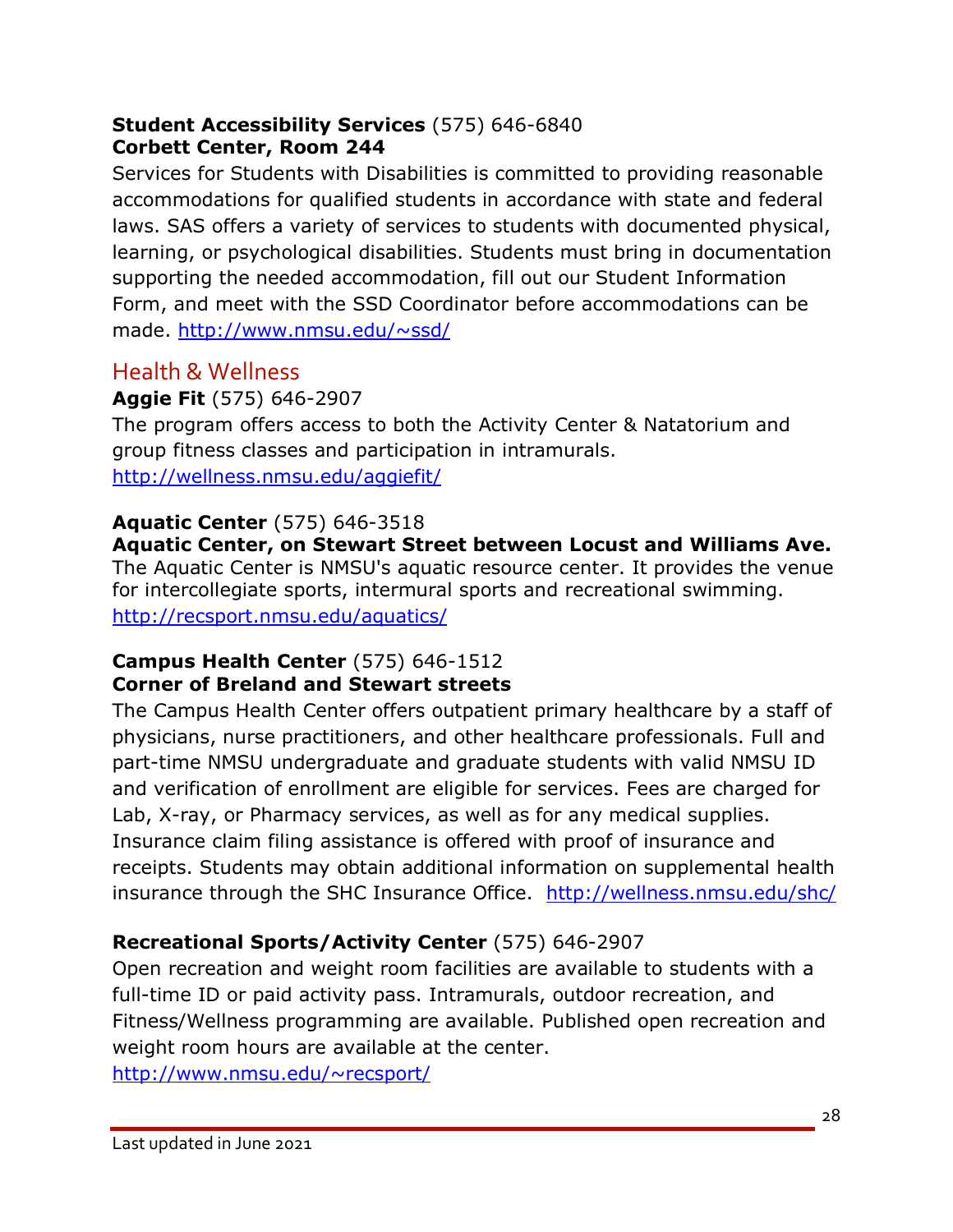**Student Accessibility Services** (575) 646-6840
**Corbett Center, Room 244**

Services for Students with Disabilities is committed to providing reasonable accommodations for qualified students in accordance with state and federal laws. SAS offers a variety of services to students with documented physical, learning, or psychological disabilities. Students must bring in documentation supporting the needed accommodation, fill out our Student Information Form, and meet with the SSD Coordinator before accommodations can be made. http://www.nmsu.edu/~ssd/

## Health & Wellness

**Aggie Fit** (575) 646-2907

The program offers access to both the Activity Center & Natatorium and group fitness classes and participation in intramurals.
http://wellness.nmsu.edu/aggiefit/

**Aquatic Center** (575) 646-3518
**Aquatic Center, on Stewart Street between Locust and Williams Ave.**

The Aquatic Center is NMSU's aquatic resource center. It provides the venue for intercollegiate sports, intermural sports and recreational swimming.
http://recsport.nmsu.edu/aquatics/

**Campus Health Center** (575) 646-1512
**Corner of Breland and Stewart streets**

The Campus Health Center offers outpatient primary healthcare by a staff of physicians, nurse practitioners, and other healthcare professionals. Full and part-time NMSU undergraduate and graduate students with valid NMSU ID and verification of enrollment are eligible for services. Fees are charged for Lab, X-ray, or Pharmacy services, as well as for any medical supplies. Insurance claim filing assistance is offered with proof of insurance and receipts. Students may obtain additional information on supplemental health insurance through the SHC Insurance Office. http://wellness.nmsu.edu/shc/

**Recreational Sports/Activity Center** (575) 646-2907

Open recreation and weight room facilities are available to students with a full-time ID or paid activity pass. Intramurals, outdoor recreation, and Fitness/Wellness programming are available. Published open recreation and weight room hours are available at the center.
http://www.nmsu.edu/~recsport/

Last updated in June 2021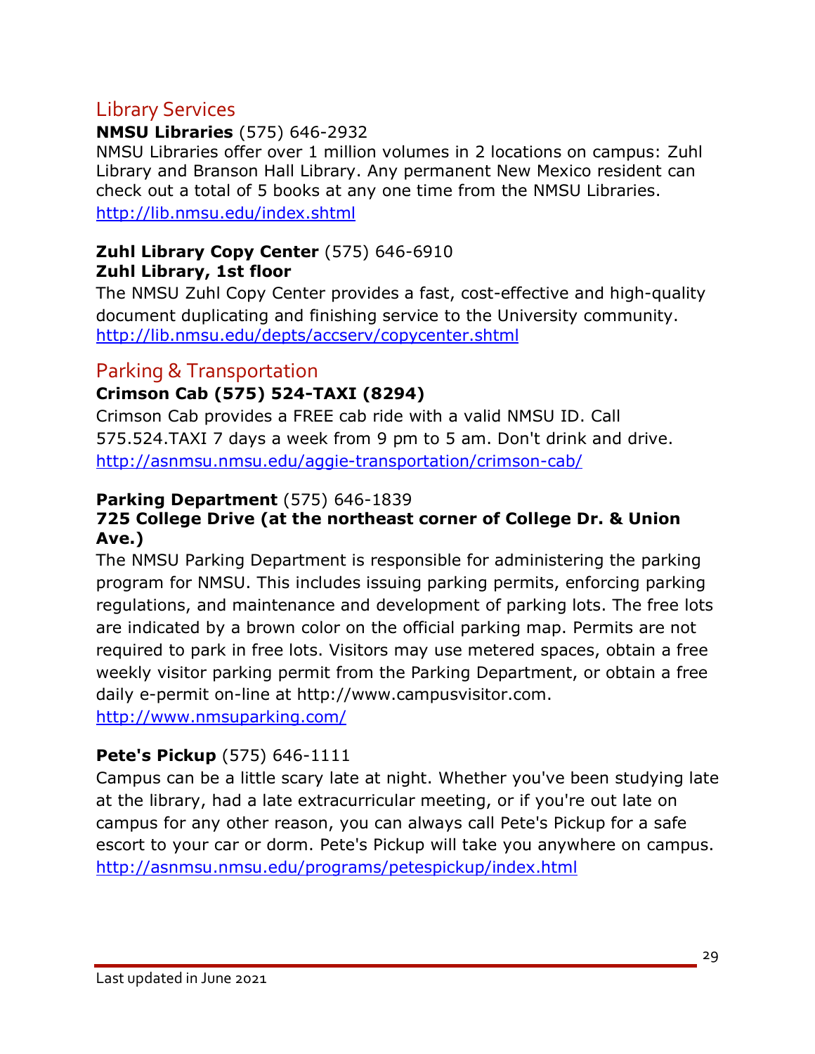## Library Services

**NMSU Libraries** (575) 646-2932
NMSU Libraries offer over 1 million volumes in 2 locations on campus: Zuhl Library and Branson Hall Library. Any permanent New Mexico resident can check out a total of 5 books at any one time from the NMSU Libraries.
http://lib.nmsu.edu/index.shtml

**Zuhl Library Copy Center** (575) 646-6910
**Zuhl Library, 1st floor**
The NMSU Zuhl Copy Center provides a fast, cost-effective and high-quality document duplicating and finishing service to the University community.
http://lib.nmsu.edu/depts/accserv/copycenter.shtml

## Parking & Transportation

**Crimson Cab (575) 524-TAXI (8294)**
Crimson Cab provides a FREE cab ride with a valid NMSU ID. Call 575.524.TAXI 7 days a week from 9 pm to 5 am. Don't drink and drive.
http://asnmsu.nmsu.edu/aggie-transportation/crimson-cab/

**Parking Department** (575) 646-1839
**725 College Drive (at the northeast corner of College Dr. & Union Ave.)**
The NMSU Parking Department is responsible for administering the parking program for NMSU. This includes issuing parking permits, enforcing parking regulations, and maintenance and development of parking lots. The free lots are indicated by a brown color on the official parking map. Permits are not required to park in free lots. Visitors may use metered spaces, obtain a free weekly visitor parking permit from the Parking Department, or obtain a free daily e-permit on-line at http://www.campusvisitor.com.
http://www.nmsuparking.com/

**Pete's Pickup** (575) 646-1111
Campus can be a little scary late at night. Whether you've been studying late at the library, had a late extracurricular meeting, or if you're out late on campus for any other reason, you can always call Pete's Pickup for a safe escort to your car or dorm. Pete's Pickup will take you anywhere on campus.
http://asnmsu.nmsu.edu/programs/petespickup/index.html

Last updated in June 2021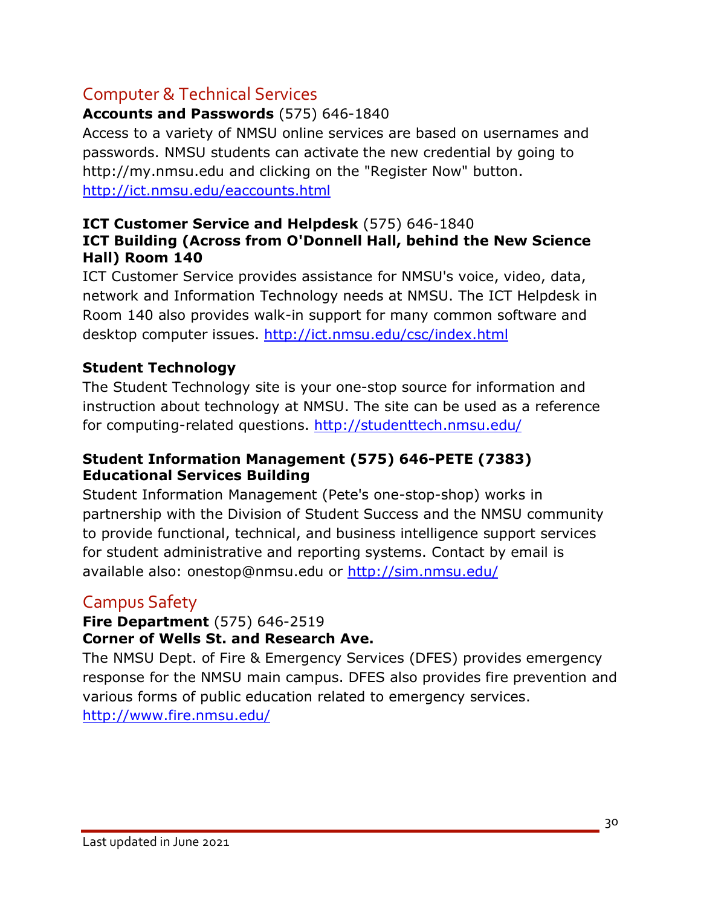## Computer & Technical Services

**Accounts and Passwords** (575) 646-1840

Access to a variety of NMSU online services are based on usernames and passwords. NMSU students can activate the new credential by going to http://my.nmsu.edu and clicking on the "Register Now" button. http://ict.nmsu.edu/eaccounts.html

**ICT Customer Service and Helpdesk** (575) 646-1840
**ICT Building (Across from O'Donnell Hall, behind the New Science Hall) Room 140**

ICT Customer Service provides assistance for NMSU's voice, video, data, network and Information Technology needs at NMSU. The ICT Helpdesk in Room 140 also provides walk-in support for many common software and desktop computer issues. http://ict.nmsu.edu/csc/index.html

**Student Technology**

The Student Technology site is your one-stop source for information and instruction about technology at NMSU. The site can be used as a reference for computing-related questions. http://studenttech.nmsu.edu/

**Student Information Management (575) 646-PETE (7383)**
**Educational Services Building**

Student Information Management (Pete's one-stop-shop) works in partnership with the Division of Student Success and the NMSU community to provide functional, technical, and business intelligence support services for student administrative and reporting systems. Contact by email is available also: onestop@nmsu.edu or http://sim.nmsu.edu/

## Campus Safety

**Fire Department** (575) 646-2519
**Corner of Wells St. and Research Ave.**

The NMSU Dept. of Fire & Emergency Services (DFES) provides emergency response for the NMSU main campus. DFES also provides fire prevention and various forms of public education related to emergency services. http://www.fire.nmsu.edu/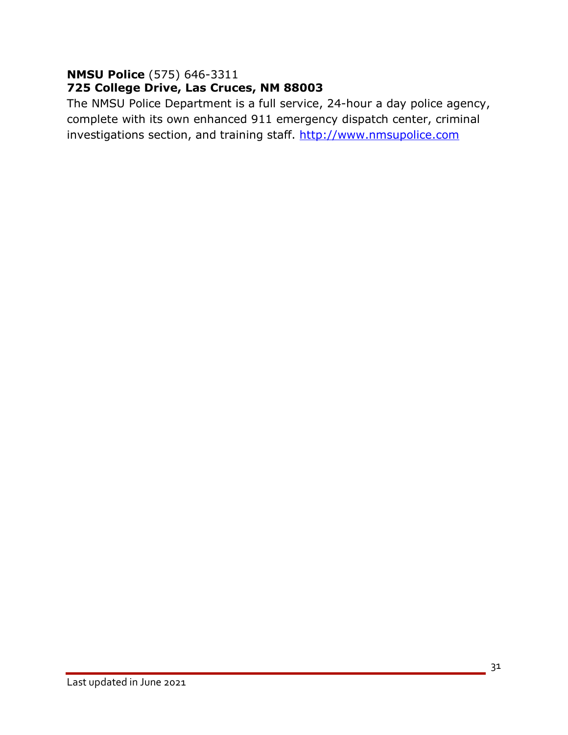**NMSU Police** (575) 646-3311
**725 College Drive, Las Cruces, NM 88003**
The NMSU Police Department is a full service, 24-hour a day police agency, complete with its own enhanced 911 emergency dispatch center, criminal investigations section, and training staff. [http://www.nmsupolice.com](http://www.nmsupolice.com)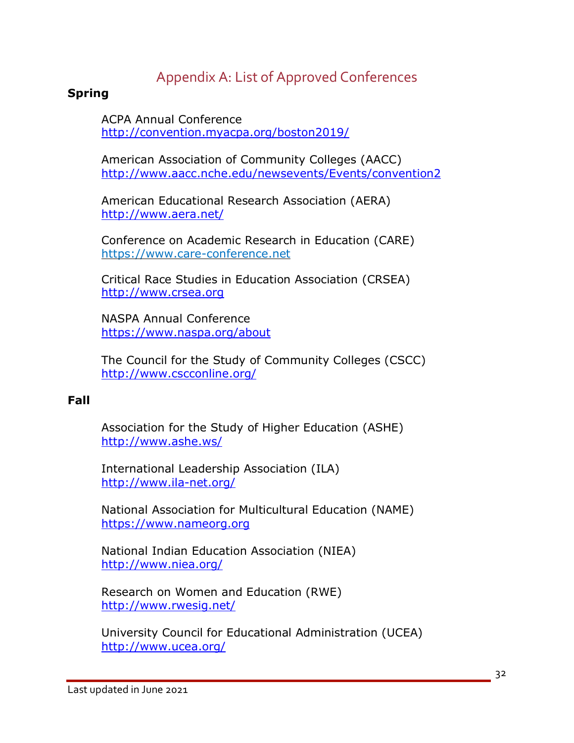# Appendix A: List of Approved Conferences

**Spring**

ACPA Annual Conference
http://convention.myacpa.org/boston2019/

American Association of Community Colleges (AACC)
http://www.aacc.nche.edu/newsevents/Events/convention2

American Educational Research Association (AERA)
http://www.aera.net/

Conference on Academic Research in Education (CARE)
https://www.care-conference.net

Critical Race Studies in Education Association (CRSEA)
http://www.crsea.org

NASPA Annual Conference
https://www.naspa.org/about

The Council for the Study of Community Colleges (CSCC)
http://www.cscconline.org/

**Fall**

Association for the Study of Higher Education (ASHE)
http://www.ashe.ws/

International Leadership Association (ILA)
http://www.ila-net.org/

National Association for Multicultural Education (NAME)
https://www.nameorg.org

National Indian Education Association (NIEA)
http://www.niea.org/

Research on Women and Education (RWE)
http://www.rwesig.net/

University Council for Educational Administration (UCEA)
http://www.ucea.org/

Last updated in June 2021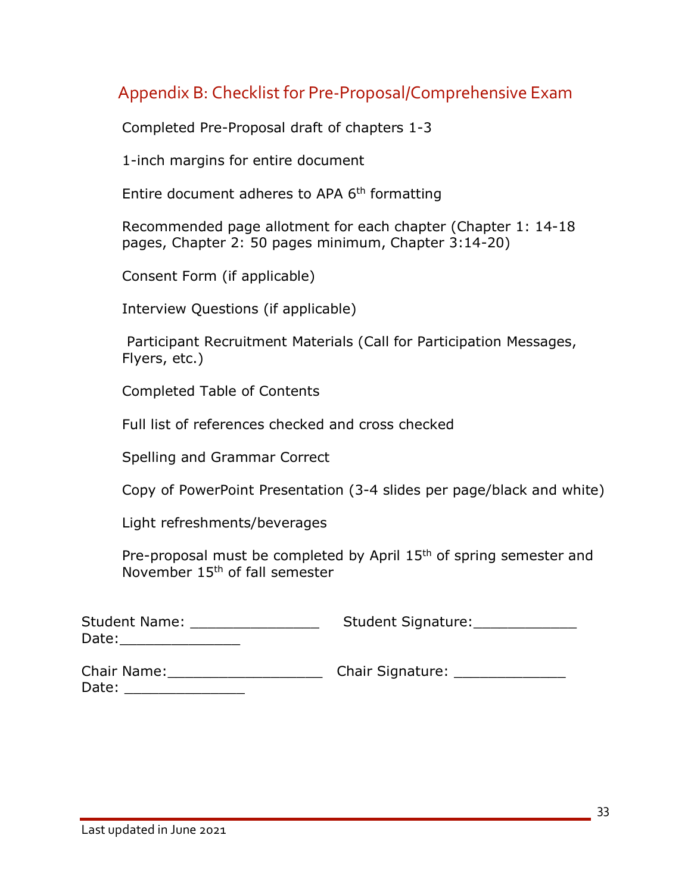## Appendix B: Checklist for Pre-Proposal/Comprehensive Exam

Completed Pre-Proposal draft of chapters 1-3

1-inch margins for entire document

Entire document adheres to APA 6th formatting

Recommended page allotment for each chapter (Chapter 1: 14-18 pages, Chapter 2: 50 pages minimum, Chapter 3:14-20)

Consent Form (if applicable)

Interview Questions (if applicable)

Participant Recruitment Materials (Call for Participation Messages, Flyers, etc.)

Completed Table of Contents

Full list of references checked and cross checked

Spelling and Grammar Correct

Copy of PowerPoint Presentation (3-4 slides per page/black and white)

Light refreshments/beverages

Pre-proposal must be completed by April 15th of spring semester and November 15th of fall semester

Student Name: _______________ Student Signature:____________ Date:______________

Chair Name:__________________ Chair Signature: _____________ Date: ______________

Last updated in June 2021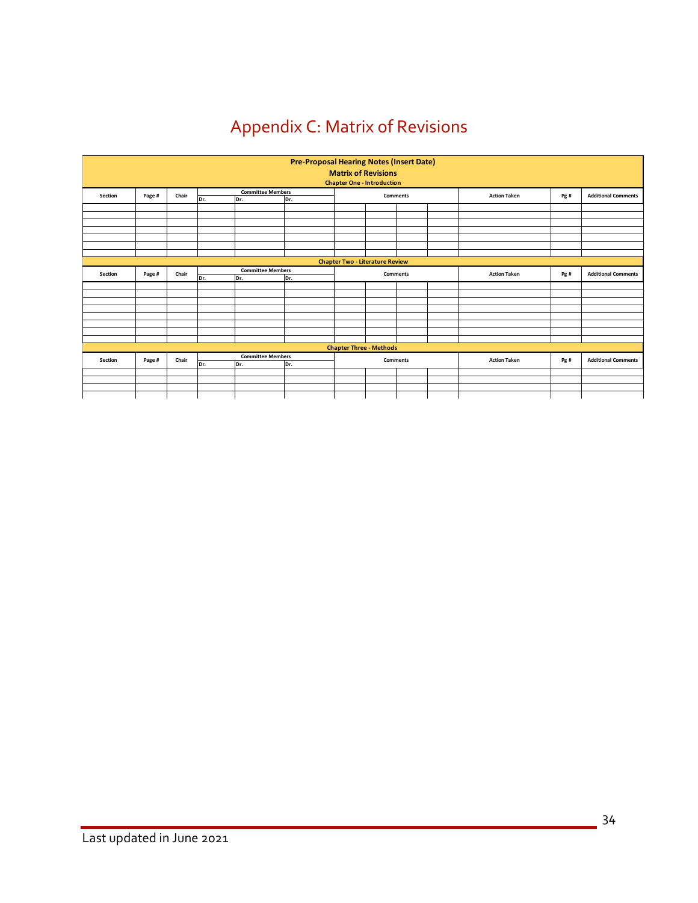# Appendix C: Matrix of Revisions

**Pre-Proposal Hearing Notes (Insert Date)**

**Matrix of Revisions**

**Chapter One - Introduction**

| Section | Page # | Chair | Committee Members | | | Comments | | | | Action Taken | Pg # | Additional Comments |
|---|---|---|---|---|---|---|---|---|---|---|---|---|
| | | | Dr. | Dr. | Dr. | | | | | | | |
| | | | | | | | | | | | | |
| | | | | | | | | | | | | |
| | | | | | | | | | | | | |
| | | | | | | | | | | | | |
| | | | | | | | | | | | | |
| | | | | | | | | | | | | |
| | | | | | | | | | | | | |

**Chapter Two - Literature Review**

| Section | Page # | Chair | Committee Members | | | Comments | | | | Action Taken | Pg # | Additional Comments |
|---|---|---|---|---|---|---|---|---|---|---|---|---|
| | | | Dr. | Dr. | Dr. | | | | | | | |
| | | | | | | | | | | | | |
| | | | | | | | | | | | | |
| | | | | | | | | | | | | |
| | | | | | | | | | | | | |
| | | | | | | | | | | | | |
| | | | | | | | | | | | | |
| | | | | | | | | | | | | |
| | | | | | | | | | | | | |

**Chapter Three - Methods**

| Section | Page # | Chair | Committee Members | | | Comments | | | | Action Taken | Pg # | Additional Comments |
|---|---|---|---|---|---|---|---|---|---|---|---|---|
| | | | Dr. | Dr. | Dr. | | | | | | | |
| | | | | | | | | | | | | |
| | | | | | | | | | | | | |
| | | | | | | | | | | | | |
| | | | | | | | | | | | | |

Last updated in June 2021